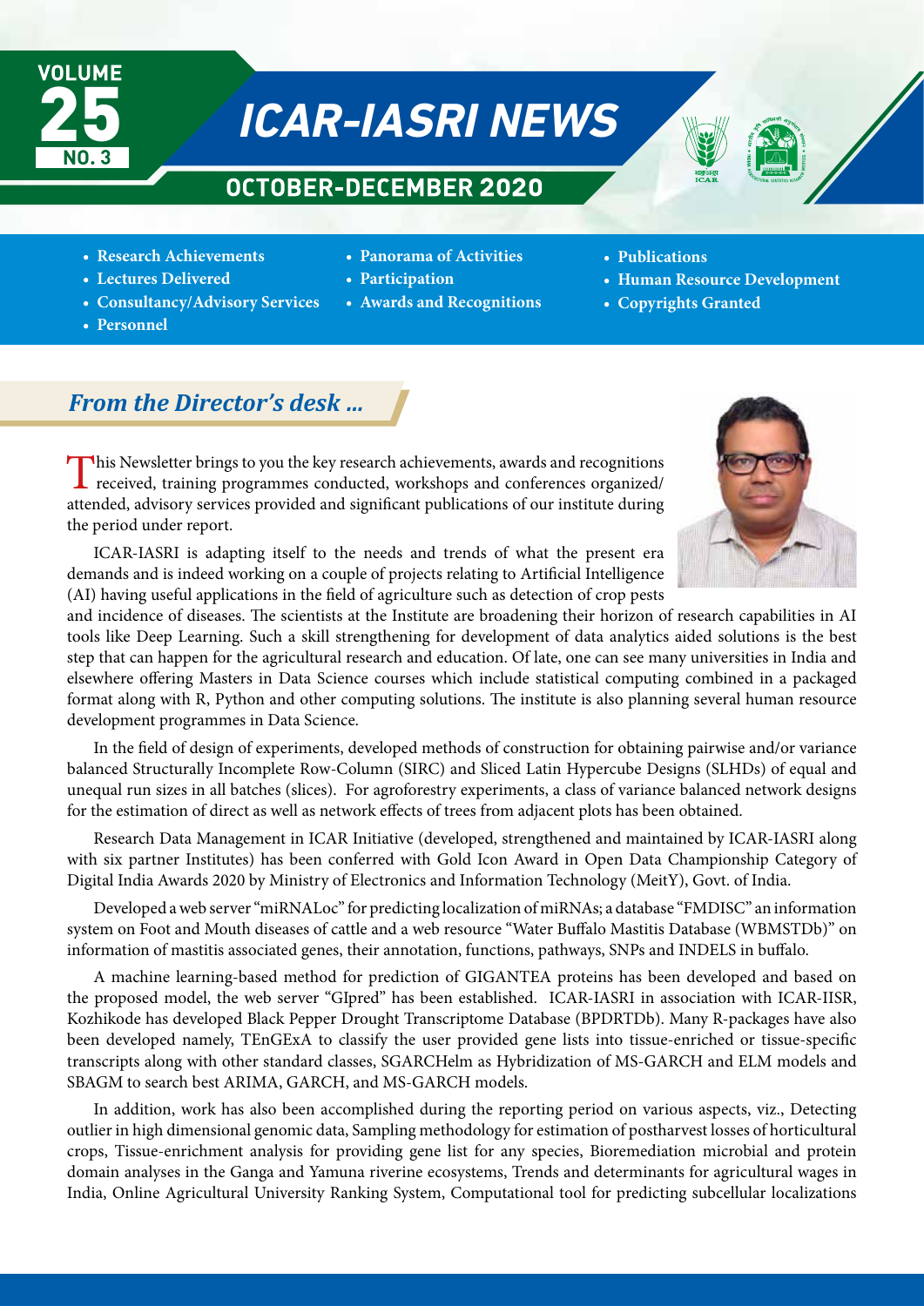# ICAR-IASRI NEWS

VOLUME 25 NO. 3

## OCTOBER-DECEMBER 2020

- Research Achievements
- Lectures Delivered
- Consultancy/Advisory Services
- Personnel
- Panorama of Activities
- Participation
- Awards and Recognitions
- Publications
- Human Resource Development
- Copyrights Granted

## *From the Director's desk ...*

This Newsletter brings to you the key research achievements, awards and recognitions received, training programmes conducted, workshops and conferences organized/attended, advisory services provided and significant publications of our institute during the period under report.

ICAR-IASRI is adapting itself to the needs and trends of what the present era demands and is indeed working on a couple of projects relating to Artificial Intelligence (AI) having useful applications in the field of agriculture such as detection of crop pests and incidence of diseases. The scientists at the Institute are broadening their horizon of research capabilities in AI tools like Deep Learning. Such a skill strengthening for development of data analytics aided solutions is the best step that can happen for the agricultural research and education. Of late, one can see many universities in India and elsewhere offering Masters in Data Science courses which include statistical computing combined in a packaged format along with R, Python and other computing solutions. The institute is also planning several human resource development programmes in Data Science.

In the field of design of experiments, developed methods of construction for obtaining pairwise and/or variance balanced Structurally Incomplete Row-Column (SIRC) and Sliced Latin Hypercube Designs (SLHDs) of equal and unequal run sizes in all batches (slices). For agroforestry experiments, a class of variance balanced network designs for the estimation of direct as well as network effects of trees from adjacent plots has been obtained.

Research Data Management in ICAR Initiative (developed, strengthened and maintained by ICAR-IASRI along with six partner Institutes) has been conferred with Gold Icon Award in Open Data Championship Category of Digital India Awards 2020 by Ministry of Electronics and Information Technology (MeitY), Govt. of India.

Developed a web server "miRNALoc" for predicting localization of miRNAs; a database "FMDISC" an information system on Foot and Mouth diseases of cattle and a web resource "Water Buffalo Mastitis Database (WBMSTDb)" on information of mastitis associated genes, their annotation, functions, pathways, SNPs and INDELS in buffalo.

A machine learning-based method for prediction of GIGANTEA proteins has been developed and based on the proposed model, the web server "GIpred" has been established. ICAR-IASRI in association with ICAR-IISR, Kozhikode has developed Black Pepper Drought Transcriptome Database (BPDRTDb). Many R-packages have also been developed namely, TEnGExA to classify the user provided gene lists into tissue-enriched or tissue-specific transcripts along with other standard classes, SGARCHelm as Hybridization of MS-GARCH and ELM models and SBAGM to search best ARIMA, GARCH, and MS-GARCH models.

In addition, work has also been accomplished during the reporting period on various aspects, viz., Detecting outlier in high dimensional genomic data, Sampling methodology for estimation of postharvest losses of horticultural crops, Tissue-enrichment analysis for providing gene list for any species, Bioremediation microbial and protein domain analyses in the Ganga and Yamuna riverine ecosystems, Trends and determinants for agricultural wages in India, Online Agricultural University Ranking System, Computational tool for predicting subcellular localizations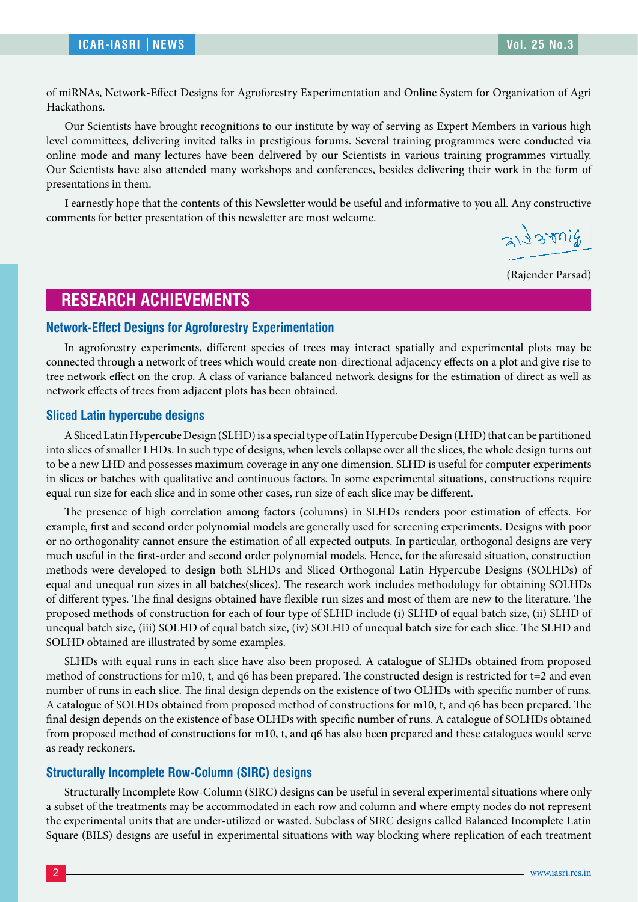of miRNAs, Network-Effect Designs for Agroforestry Experimentation and Online System for Organization of Agri Hackathons.

Our Scientists have brought recognitions to our institute by way of serving as Expert Members in various high level committees, delivering invited talks in prestigious forums. Several training programmes were conducted via online mode and many lectures have been delivered by our Scientists in various training programmes virtually. Our Scientists have also attended many workshops and conferences, besides delivering their work in the form of presentations in them.

I earnestly hope that the contents of this Newsletter would be useful and informative to you all. Any constructive comments for better presentation of this newsletter are most welcome.

(Rajender Parsad)

## RESEARCH ACHIEVEMENTS

### Network-Effect Designs for Agroforestry Experimentation

In agroforestry experiments, different species of trees may interact spatially and experimental plots may be connected through a network of trees which would create non-directional adjacency effects on a plot and give rise to tree network effect on the crop. A class of variance balanced network designs for the estimation of direct as well as network effects of trees from adjacent plots has been obtained.

### Sliced Latin hypercube designs

A Sliced Latin Hypercube Design (SLHD) is a special type of Latin Hypercube Design (LHD) that can be partitioned into slices of smaller LHDs. In such type of designs, when levels collapse over all the slices, the whole design turns out to be a new LHD and possesses maximum coverage in any one dimension. SLHD is useful for computer experiments in slices or batches with qualitative and continuous factors. In some experimental situations, constructions require equal run size for each slice and in some other cases, run size of each slice may be different.

The presence of high correlation among factors (columns) in SLHDs renders poor estimation of effects. For example, first and second order polynomial models are generally used for screening experiments. Designs with poor or no orthogonality cannot ensure the estimation of all expected outputs. In particular, orthogonal designs are very much useful in the first-order and second order polynomial models. Hence, for the aforesaid situation, construction methods were developed to design both SLHDs and Sliced Orthogonal Latin Hypercube Designs (SOLHDs) of equal and unequal run sizes in all batches(slices). The research work includes methodology for obtaining SOLHDs of different types. The final designs obtained have flexible run sizes and most of them are new to the literature. The proposed methods of construction for each of four type of SLHD include (i) SLHD of equal batch size, (ii) SLHD of unequal batch size, (iii) SOLHD of equal batch size, (iv) SOLHD of unequal batch size for each slice. The SLHD and SOLHD obtained are illustrated by some examples.

SLHDs with equal runs in each slice have also been proposed. A catalogue of SLHDs obtained from proposed method of constructions for m10, t, and q6 has been prepared. The constructed design is restricted for t=2 and even number of runs in each slice. The final design depends on the existence of two OLHDs with specific number of runs. A catalogue of SOLHDs obtained from proposed method of constructions for m10, t, and q6 has been prepared. The final design depends on the existence of base OLHDs with specific number of runs. A catalogue of SOLHDs obtained from proposed method of constructions for m10, t, and q6 has also been prepared and these catalogues would serve as ready reckoners.

### Structurally Incomplete Row-Column (SIRC) designs

Structurally Incomplete Row-Column (SIRC) designs can be useful in several experimental situations where only a subset of the treatments may be accommodated in each row and column and where empty nodes do not represent the experimental units that are under-utilized or wasted. Subclass of SIRC designs called Balanced Incomplete Latin Square (BILS) designs are useful in experimental situations with way blocking where replication of each treatment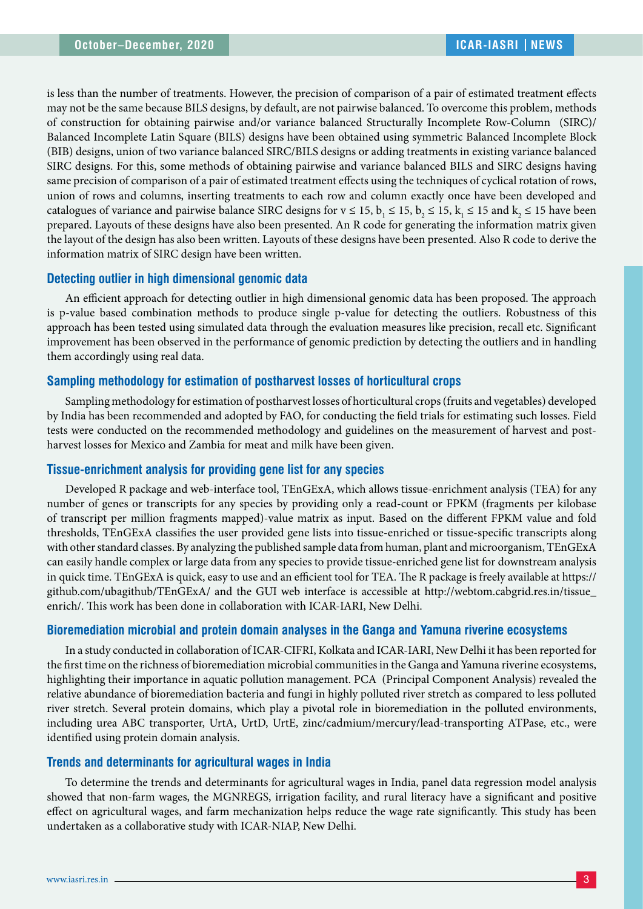is less than the number of treatments. However, the precision of comparison of a pair of estimated treatment effects may not be the same because BILS designs, by default, are not pairwise balanced. To overcome this problem, methods of construction for obtaining pairwise and/or variance balanced Structurally Incomplete Row-Column (SIRC)/ Balanced Incomplete Latin Square (BILS) designs have been obtained using symmetric Balanced Incomplete Block (BIB) designs, union of two variance balanced SIRC/BILS designs or adding treatments in existing variance balanced SIRC designs. For this, some methods of obtaining pairwise and variance balanced BILS and SIRC designs having same precision of comparison of a pair of estimated treatment effects using the techniques of cyclical rotation of rows, union of rows and columns, inserting treatments to each row and column exactly once have been developed and catalogues of variance and pairwise balance SIRC designs for $v \leq 15$, $b_1 \leq 15$, $b_2 \leq 15$, $k_1 \leq 15$ and $k_2 \leq 15$ have been prepared. Layouts of these designs have also been presented. An R code for generating the information matrix given the layout of the design has also been written. Layouts of these designs have been presented. Also R code to derive the information matrix of SIRC design have been written.

### Detecting outlier in high dimensional genomic data

An efficient approach for detecting outlier in high dimensional genomic data has been proposed. The approach is p-value based combination methods to produce single p-value for detecting the outliers. Robustness of this approach has been tested using simulated data through the evaluation measures like precision, recall etc. Significant improvement has been observed in the performance of genomic prediction by detecting the outliers and in handling them accordingly using real data.

### Sampling methodology for estimation of postharvest losses of horticultural crops

Sampling methodology for estimation of postharvest losses of horticultural crops (fruits and vegetables) developed by India has been recommended and adopted by FAO, for conducting the field trials for estimating such losses. Field tests were conducted on the recommended methodology and guidelines on the measurement of harvest and post-harvest losses for Mexico and Zambia for meat and milk have been given.

### Tissue-enrichment analysis for providing gene list for any species

Developed R package and web-interface tool, TEnGExA, which allows tissue-enrichment analysis (TEA) for any number of genes or transcripts for any species by providing only a read-count or FPKM (fragments per kilobase of transcript per million fragments mapped)-value matrix as input. Based on the different FPKM value and fold thresholds, TEnGExA classifies the user provided gene lists into tissue-enriched or tissue-specific transcripts along with other standard classes. By analyzing the published sample data from human, plant and microorganism, TEnGExA can easily handle complex or large data from any species to provide tissue-enriched gene list for downstream analysis in quick time. TEnGExA is quick, easy to use and an efficient tool for TEA. The R package is freely available at https://github.com/ubagithub/TEnGExA/ and the GUI web interface is accessible at http://webtom.cabgrid.res.in/tissue_enrich/. This work has been done in collaboration with ICAR-IARI, New Delhi.

### Bioremediation microbial and protein domain analyses in the Ganga and Yamuna riverine ecosystems

In a study conducted in collaboration of ICAR-CIFRI, Kolkata and ICAR-IARI, New Delhi it has been reported for the first time on the richness of bioremediation microbial communities in the Ganga and Yamuna riverine ecosystems, highlighting their importance in aquatic pollution management. PCA (Principal Component Analysis) revealed the relative abundance of bioremediation bacteria and fungi in highly polluted river stretch as compared to less polluted river stretch. Several protein domains, which play a pivotal role in bioremediation in the polluted environments, including urea ABC transporter, UrtA, UrtD, UrtE, zinc/cadmium/mercury/lead-transporting ATPase, etc., were identified using protein domain analysis.

### Trends and determinants for agricultural wages in India

To determine the trends and determinants for agricultural wages in India, panel data regression model analysis showed that non-farm wages, the MGNREGS, irrigation facility, and rural literacy have a significant and positive effect on agricultural wages, and farm mechanization helps reduce the wage rate significantly. This study has been undertaken as a collaborative study with ICAR-NIAP, New Delhi.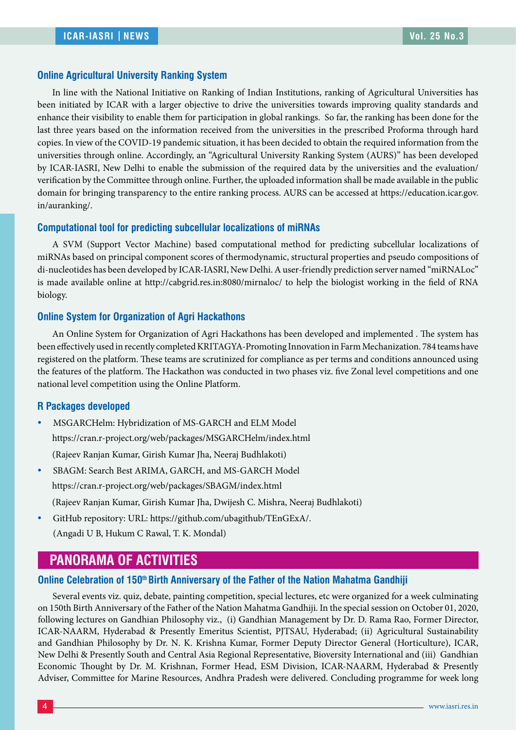### Online Agricultural University Ranking System

In line with the National Initiative on Ranking of Indian Institutions, ranking of Agricultural Universities has been initiated by ICAR with a larger objective to drive the universities towards improving quality standards and enhance their visibility to enable them for participation in global rankings. So far, the ranking has been done for the last three years based on the information received from the universities in the prescribed Proforma through hard copies. In view of the COVID-19 pandemic situation, it has been decided to obtain the required information from the universities through online. Accordingly, an "Agricultural University Ranking System (AURS)" has been developed by ICAR-IASRI, New Delhi to enable the submission of the required data by the universities and the evaluation/verification by the Committee through online. Further, the uploaded information shall be made available in the public domain for bringing transparency to the entire ranking process. AURS can be accessed at https://education.icar.gov.in/auranking/.

### Computational tool for predicting subcellular localizations of miRNAs

A SVM (Support Vector Machine) based computational method for predicting subcellular localizations of miRNAs based on principal component scores of thermodynamic, structural properties and pseudo compositions of di-nucleotides has been developed by ICAR-IASRI, New Delhi. A user-friendly prediction server named "miRNALoc" is made available online at http://cabgrid.res.in:8080/mirnaloc/ to help the biologist working in the field of RNA biology.

### Online System for Organization of Agri Hackathons

An Online System for Organization of Agri Hackathons has been developed and implemented . The system has been effectively used in recently completed KRITAGYA-Promoting Innovation in Farm Mechanization. 784 teams have registered on the platform. These teams are scrutinized for compliance as per terms and conditions announced using the features of the platform. The Hackathon was conducted in two phases viz. five Zonal level competitions and one national level competition using the Online Platform.

### R Packages developed

- MSGARCHelm: Hybridization of MS-GARCH and ELM Model
  https://cran.r-project.org/web/packages/MSGARCHelm/index.html
  (Rajeev Ranjan Kumar, Girish Kumar Jha, Neeraj Budhlakoti)
- SBAGM: Search Best ARIMA, GARCH, and MS-GARCH Model
  https://cran.r-project.org/web/packages/SBAGM/index.html
  (Rajeev Ranjan Kumar, Girish Kumar Jha, Dwijesh C. Mishra, Neeraj Budhlakoti)
- GitHub repository: URL: https://github.com/ubagithub/TEnGExA/.
  (Angadi U B, Hukum C Rawal, T. K. Mondal)

## PANORAMA OF ACTIVITIES

### Online Celebration of 150th Birth Anniversary of the Father of the Nation Mahatma Gandhiji

Several events viz. quiz, debate, painting competition, special lectures, etc were organized for a week culminating on 150th Birth Anniversary of the Father of the Nation Mahatma Gandhiji. In the special session on October 01, 2020, following lectures on Gandhian Philosophy viz., (i) Gandhian Management by Dr. D. Rama Rao, Former Director, ICAR-NAARM, Hyderabad & Presently Emeritus Scientist, PJTSAU, Hyderabad; (ii) Agricultural Sustainability and Gandhian Philosophy by Dr. N. K. Krishna Kumar, Former Deputy Director General (Horticulture), ICAR, New Delhi & Presently South and Central Asia Regional Representative, Bioversity International and (iii) Gandhian Economic Thought by Dr. M. Krishnan, Former Head, ESM Division, ICAR-NAARM, Hyderabad & Presently Adviser, Committee for Marine Resources, Andhra Pradesh were delivered. Concluding programme for week long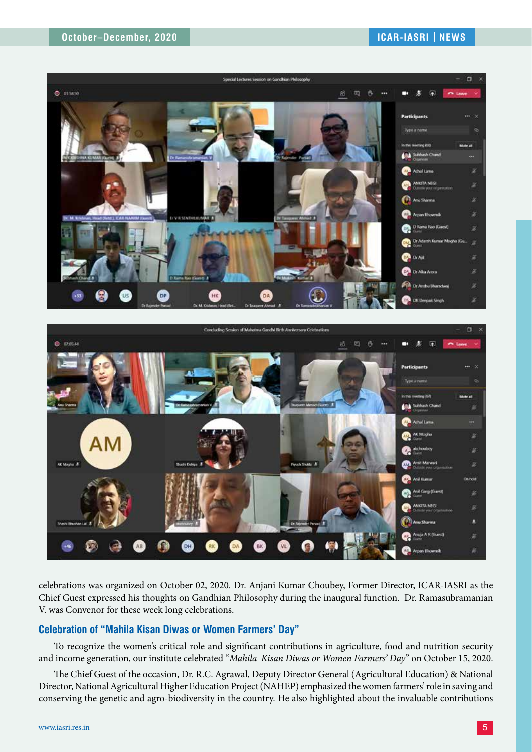celebrations was organized on October 02, 2020. Dr. Anjani Kumar Choubey, Former Director, ICAR-IASRI as the Chief Guest expressed his thoughts on Gandhian Philosophy during the inaugural function. Dr. Ramasubramanian V. was Convenor for these week long celebrations.

### Celebration of "Mahila Kisan Diwas or Women Farmers' Day"

To recognize the women's critical role and significant contributions in agriculture, food and nutrition security and income generation, our institute celebrated "*Mahila Kisan Diwas or Women Farmers' Day*" on October 15, 2020.

The Chief Guest of the occasion, Dr. R.C. Agrawal, Deputy Director General (Agricultural Education) & National Director, National Agricultural Higher Education Project (NAHEP) emphasized the women farmers' role in saving and conserving the genetic and agro-biodiversity in the country. He also highlighted about the invaluable contributions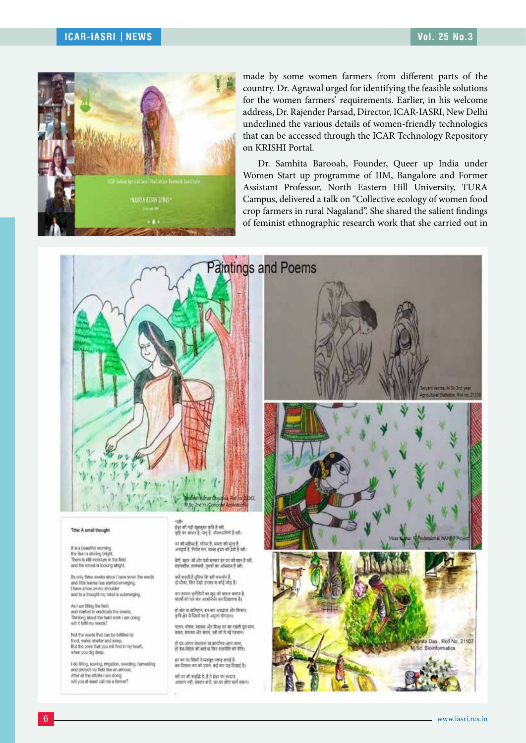made by some women farmers from different parts of the country. Dr. Agrawal urged for identifying the feasible solutions for the women farmers' requirements. Earlier, in his welcome address, Dr. Rajender Parsad, Director, ICAR-IASRI, New Delhi underlined the various details of women-friendly technologies that can be accessed through the ICAR Technology Repository on KRISHI Portal.

Dr. Samhita Barooah, Founder, Queer up India under Women Start up programme of IIM, Bangalore and Former Assistant Professor, North Eastern Hill University, TURA Campus, delivered a talk on "Collective ecology of women food crop farmers in rural Nagaland". She shared the salient findings of feminist ethnographic research work that she carried out in

## Paintings and Poems

**Title: A small thought**

It is a beautiful morning
the Sun is shining bright,
There is still moisture in the field
and the wheat is looking alright.

Its only three weeks since I have sown the seeds
and little leaves has started emerging,
I have a hoe on my shoulder
and to a thought my mind is submerging.

As I am tilling the field
and started to eradicate the weeds,
Thinking about the hard work I am doing
will it fulfil my needs?

Not the needs that can be fulfilled by
food, water, shelter and sleep,
But the ones that you will find in my heart,
when you dig deep.

I do tilling, sowing, irrigation, weeding, harvesting
and protect my field like an armour,
After all the efforts I am doing
will you at-least call me a farmer?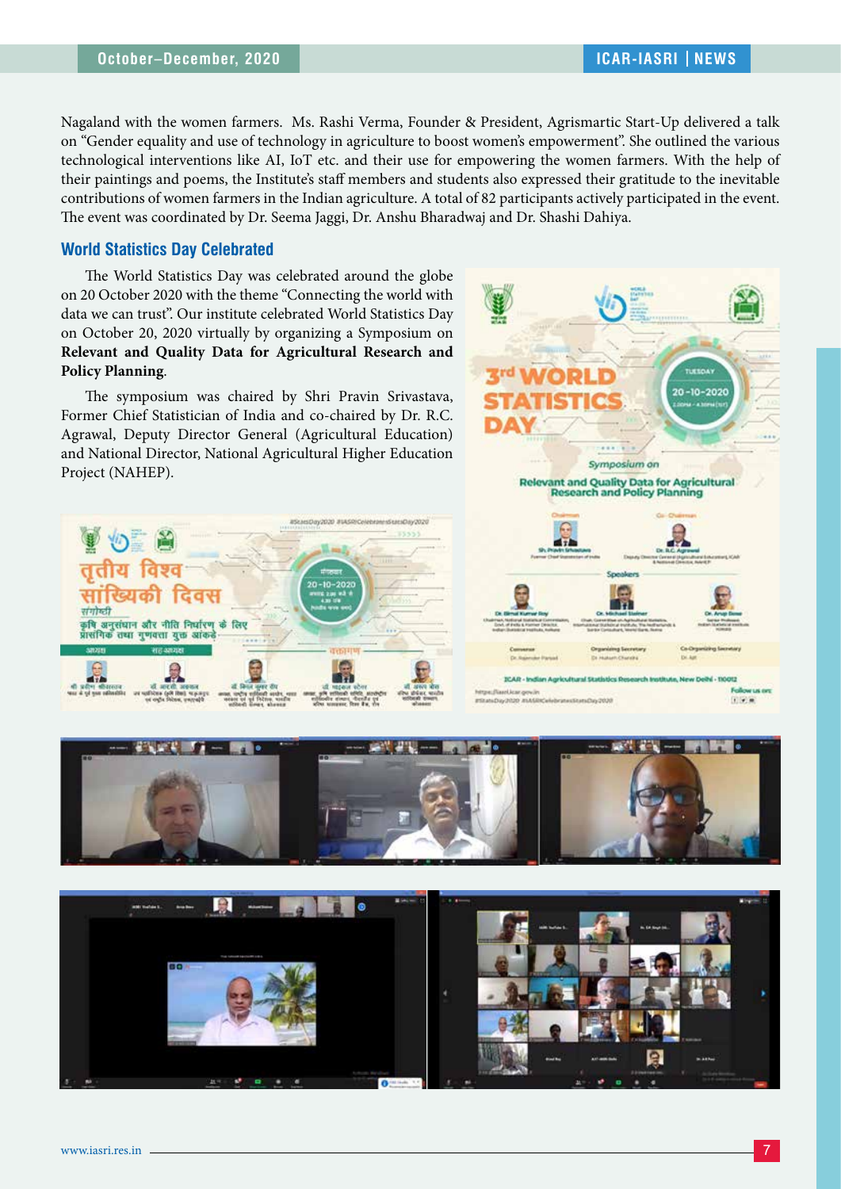Nagaland with the women farmers. Ms. Rashi Verma, Founder & President, Agrismartic Start-Up delivered a talk on "Gender equality and use of technology in agriculture to boost women's empowerment". She outlined the various technological interventions like AI, IoT etc. and their use for empowering the women farmers. With the help of their paintings and poems, the Institute's staff members and students also expressed their gratitude to the inevitable contributions of women farmers in the Indian agriculture. A total of 82 participants actively participated in the event. The event was coordinated by Dr. Seema Jaggi, Dr. Anshu Bharadwaj and Dr. Shashi Dahiya.

## World Statistics Day Celebrated

The World Statistics Day was celebrated around the globe on 20 October 2020 with the theme "Connecting the world with data we can trust". Our institute celebrated World Statistics Day on October 20, 2020 virtually by organizing a Symposium on **Relevant and Quality Data for Agricultural Research and Policy Planning**.

The symposium was chaired by Shri Pravin Srivastava, Former Chief Statistician of India and co-chaired by Dr. R.C. Agrawal, Deputy Director General (Agricultural Education) and National Director, National Agricultural Higher Education Project (NAHEP).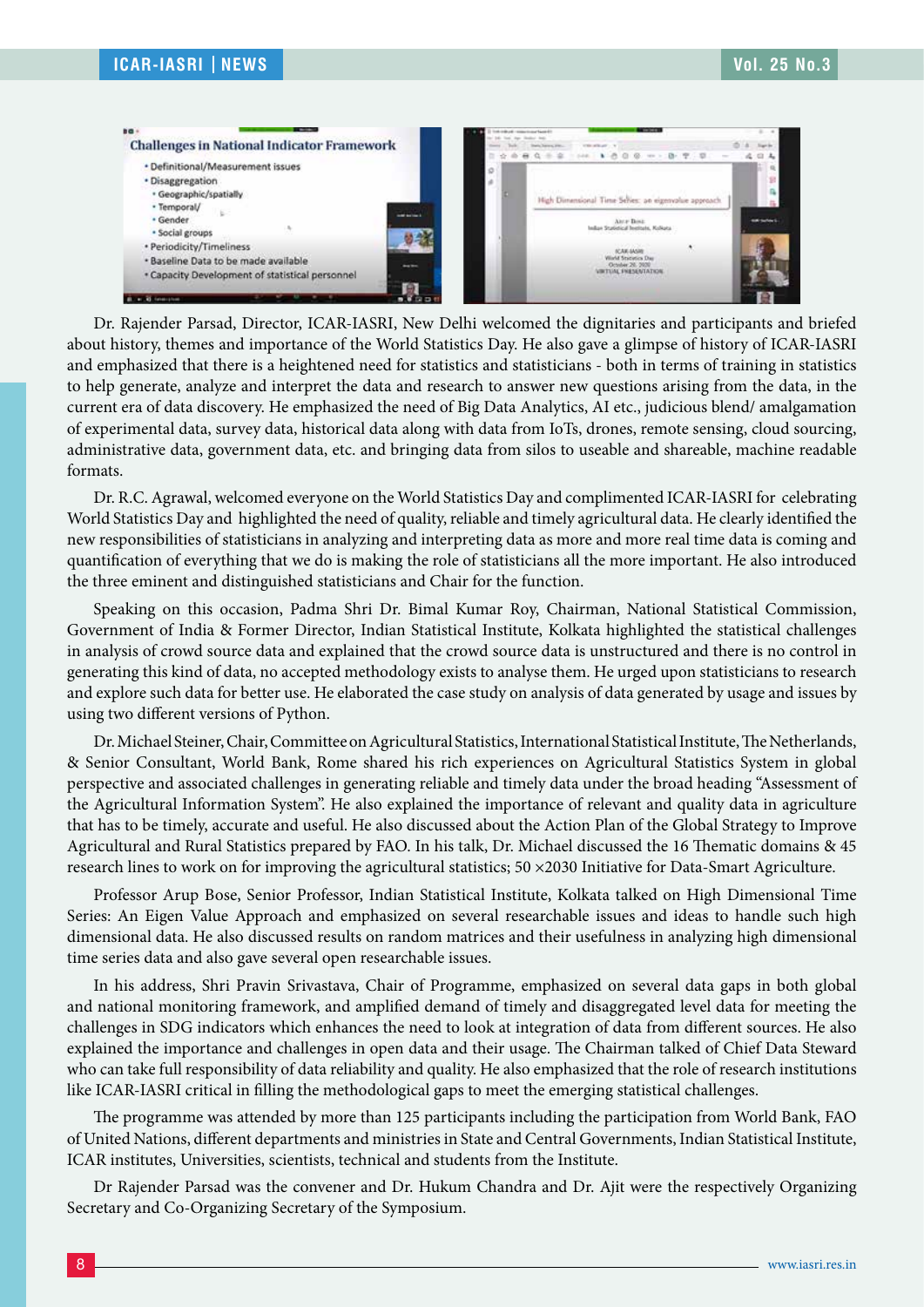Dr. Rajender Parsad, Director, ICAR-IASRI, New Delhi welcomed the dignitaries and participants and briefed about history, themes and importance of the World Statistics Day. He also gave a glimpse of history of ICAR-IASRI and emphasized that there is a heightened need for statistics and statisticians - both in terms of training in statistics to help generate, analyze and interpret the data and research to answer new questions arising from the data, in the current era of data discovery. He emphasized the need of Big Data Analytics, AI etc., judicious blend/ amalgamation of experimental data, survey data, historical data along with data from IoTs, drones, remote sensing, cloud sourcing, administrative data, government data, etc. and bringing data from silos to useable and shareable, machine readable formats.

Dr. R.C. Agrawal, welcomed everyone on the World Statistics Day and complimented ICAR-IASRI for celebrating World Statistics Day and highlighted the need of quality, reliable and timely agricultural data. He clearly identified the new responsibilities of statisticians in analyzing and interpreting data as more and more real time data is coming and quantification of everything that we do is making the role of statisticians all the more important. He also introduced the three eminent and distinguished statisticians and Chair for the function.

Speaking on this occasion, Padma Shri Dr. Bimal Kumar Roy, Chairman, National Statistical Commission, Government of India & Former Director, Indian Statistical Institute, Kolkata highlighted the statistical challenges in analysis of crowd source data and explained that the crowd source data is unstructured and there is no control in generating this kind of data, no accepted methodology exists to analyse them. He urged upon statisticians to research and explore such data for better use. He elaborated the case study on analysis of data generated by usage and issues by using two different versions of Python.

Dr. Michael Steiner, Chair, Committee on Agricultural Statistics, International Statistical Institute, The Netherlands, & Senior Consultant, World Bank, Rome shared his rich experiences on Agricultural Statistics System in global perspective and associated challenges in generating reliable and timely data under the broad heading "Assessment of the Agricultural Information System". He also explained the importance of relevant and quality data in agriculture that has to be timely, accurate and useful. He also discussed about the Action Plan of the Global Strategy to Improve Agricultural and Rural Statistics prepared by FAO. In his talk, Dr. Michael discussed the 16 Thematic domains & 45 research lines to work on for improving the agricultural statistics; 50 ×2030 Initiative for Data-Smart Agriculture.

Professor Arup Bose, Senior Professor, Indian Statistical Institute, Kolkata talked on High Dimensional Time Series: An Eigen Value Approach and emphasized on several researchable issues and ideas to handle such high dimensional data. He also discussed results on random matrices and their usefulness in analyzing high dimensional time series data and also gave several open researchable issues.

In his address, Shri Pravin Srivastava, Chair of Programme, emphasized on several data gaps in both global and national monitoring framework, and amplified demand of timely and disaggregated level data for meeting the challenges in SDG indicators which enhances the need to look at integration of data from different sources. He also explained the importance and challenges in open data and their usage. The Chairman talked of Chief Data Steward who can take full responsibility of data reliability and quality. He also emphasized that the role of research institutions like ICAR-IASRI critical in filling the methodological gaps to meet the emerging statistical challenges.

The programme was attended by more than 125 participants including the participation from World Bank, FAO of United Nations, different departments and ministries in State and Central Governments, Indian Statistical Institute, ICAR institutes, Universities, scientists, technical and students from the Institute.

Dr Rajender Parsad was the convener and Dr. Hukum Chandra and Dr. Ajit were the respectively Organizing Secretary and Co-Organizing Secretary of the Symposium.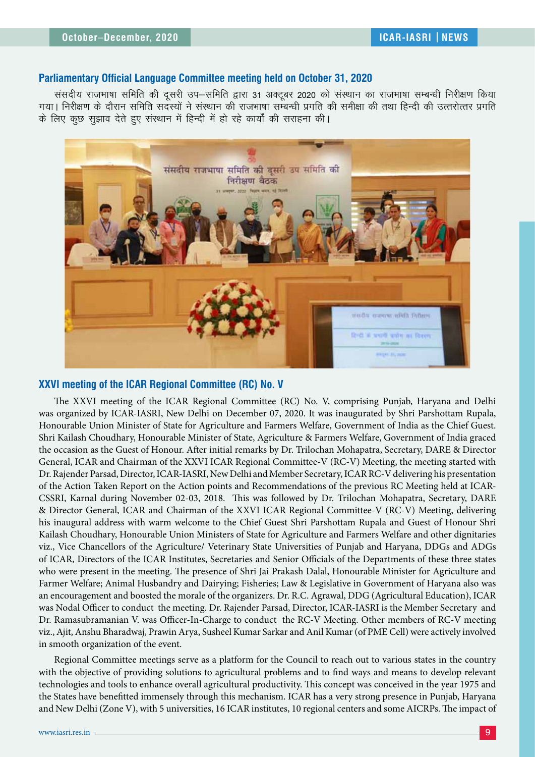## Parliamentary Official Language Committee meeting held on October 31, 2020

संसदीय राजभाषा समिति की दूसरी उप–समिति द्वारा 31 अक्टूबर 2020 को संस्थान का राजभाषा सम्बन्धी निरीक्षण किया गया। निरीक्षण के दौरान समिति सदस्यों ने संस्थान की राजभाषा सम्बन्धी प्रगति की समीक्षा की तथा हिन्दी की उत्तरोत्तर प्रगति के लिए कुछ सुझाव देते हुए संस्थान में हिन्दी में हो रहे कार्यों की सराहना की।

## XXVI meeting of the ICAR Regional Committee (RC) No. V

The XXVI meeting of the ICAR Regional Committee (RC) No. V, comprising Punjab, Haryana and Delhi was organized by ICAR-IASRI, New Delhi on December 07, 2020. It was inaugurated by Shri Parshottam Rupala, Honourable Union Minister of State for Agriculture and Farmers Welfare, Government of India as the Chief Guest. Shri Kailash Choudhary, Honourable Minister of State, Agriculture & Farmers Welfare, Government of India graced the occasion as the Guest of Honour. After initial remarks by Dr. Trilochan Mohapatra, Secretary, DARE & Director General, ICAR and Chairman of the XXVI ICAR Regional Committee-V (RC-V) Meeting, the meeting started with Dr. Rajender Parsad, Director, ICAR-IASRI, New Delhi and Member Secretary, ICAR RC-V delivering his presentation of the Action Taken Report on the Action points and Recommendations of the previous RC Meeting held at ICAR-CSSRI, Karnal during November 02-03, 2018. This was followed by Dr. Trilochan Mohapatra, Secretary, DARE & Director General, ICAR and Chairman of the XXVI ICAR Regional Committee-V (RC-V) Meeting, delivering his inaugural address with warm welcome to the Chief Guest Shri Parshottam Rupala and Guest of Honour Shri Kailash Choudhary, Honourable Union Ministers of State for Agriculture and Farmers Welfare and other dignitaries viz., Vice Chancellors of the Agriculture/ Veterinary State Universities of Punjab and Haryana, DDGs and ADGs of ICAR, Directors of the ICAR Institutes, Secretaries and Senior Officials of the Departments of these three states who were present in the meeting. The presence of Shri Jai Prakash Dalal, Honourable Minister for Agriculture and Farmer Welfare; Animal Husbandry and Dairying; Fisheries; Law & Legislative in Government of Haryana also was an encouragement and boosted the morale of the organizers. Dr. R.C. Agrawal, DDG (Agricultural Education), ICAR was Nodal Officer to conduct the meeting. Dr. Rajender Parsad, Director, ICAR-IASRI is the Member Secretary and Dr. Ramasubramanian V. was Officer-In-Charge to conduct the RC-V Meeting. Other members of RC-V meeting viz., Ajit, Anshu Bharadwaj, Prawin Arya, Susheel Kumar Sarkar and Anil Kumar (of PME Cell) were actively involved in smooth organization of the event.

Regional Committee meetings serve as a platform for the Council to reach out to various states in the country with the objective of providing solutions to agricultural problems and to find ways and means to develop relevant technologies and tools to enhance overall agricultural productivity. This concept was conceived in the year 1975 and the States have benefitted immensely through this mechanism. ICAR has a very strong presence in Punjab, Haryana and New Delhi (Zone V), with 5 universities, 16 ICAR institutes, 10 regional centers and some AICRPs. The impact of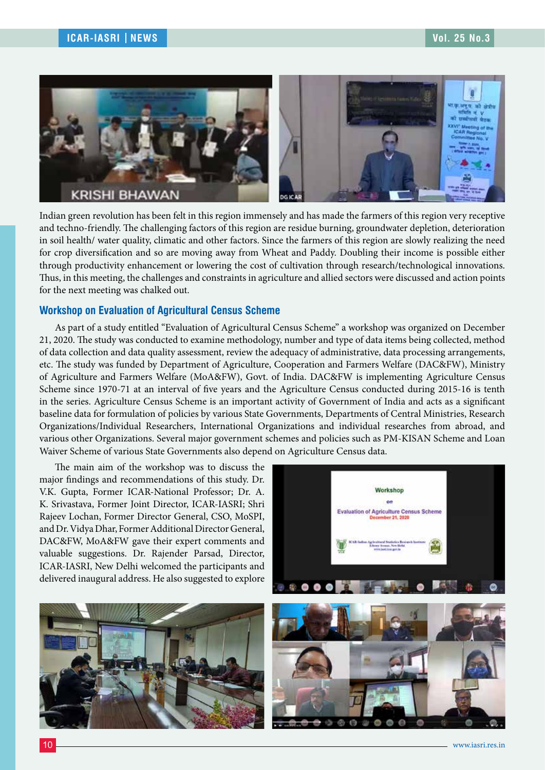Indian green revolution has been felt in this region immensely and has made the farmers of this region very receptive and techno-friendly. The challenging factors of this region are residue burning, groundwater depletion, deterioration in soil health/ water quality, climatic and other factors. Since the farmers of this region are slowly realizing the need for crop diversification and so are moving away from Wheat and Paddy. Doubling their income is possible either through productivity enhancement or lowering the cost of cultivation through research/technological innovations. Thus, in this meeting, the challenges and constraints in agriculture and allied sectors were discussed and action points for the next meeting was chalked out.

## Workshop on Evaluation of Agricultural Census Scheme

As part of a study entitled "Evaluation of Agricultural Census Scheme" a workshop was organized on December 21, 2020. The study was conducted to examine methodology, number and type of data items being collected, method of data collection and data quality assessment, review the adequacy of administrative, data processing arrangements, etc. The study was funded by Department of Agriculture, Cooperation and Farmers Welfare (DAC&FW), Ministry of Agriculture and Farmers Welfare (MoA&FW), Govt. of India. DAC&FW is implementing Agriculture Census Scheme since 1970-71 at an interval of five years and the Agriculture Census conducted during 2015-16 is tenth in the series. Agriculture Census Scheme is an important activity of Government of India and acts as a significant baseline data for formulation of policies by various State Governments, Departments of Central Ministries, Research Organizations/Individual Researchers, International Organizations and individual researches from abroad, and various other Organizations. Several major government schemes and policies such as PM-KISAN Scheme and Loan Waiver Scheme of various State Governments also depend on Agriculture Census data.

The main aim of the workshop was to discuss the major findings and recommendations of this study. Dr. V.K. Gupta, Former ICAR-National Professor; Dr. A. K. Srivastava, Former Joint Director, ICAR-IASRI; Shri Rajeev Lochan, Former Director General, CSO, MoSPI, and Dr. Vidya Dhar, Former Additional Director General, DAC&FW, MoA&FW gave their expert comments and valuable suggestions. Dr. Rajender Parsad, Director, ICAR-IASRI, New Delhi welcomed the participants and delivered inaugural address. He also suggested to explore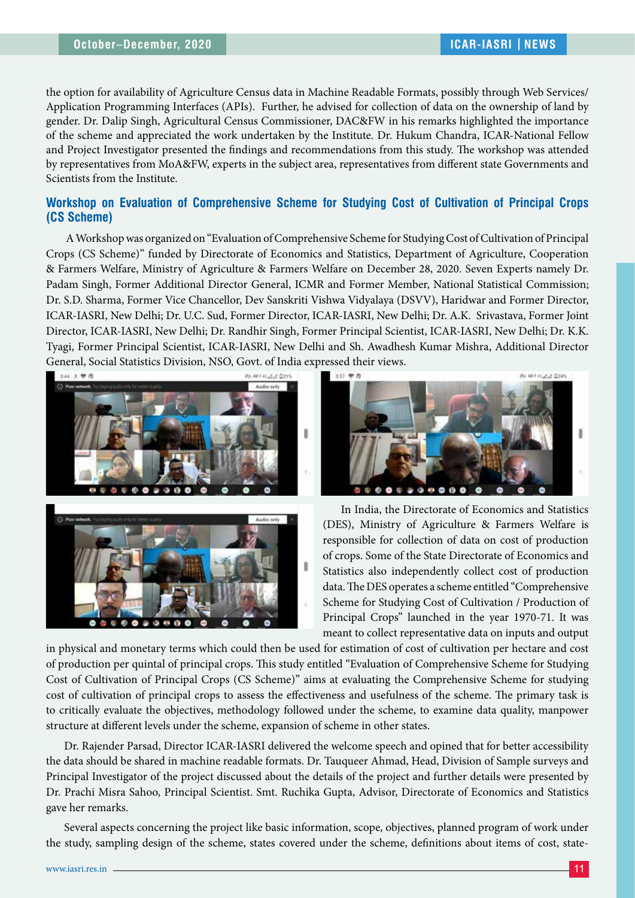the option for availability of Agriculture Census data in Machine Readable Formats, possibly through Web Services/ Application Programming Interfaces (APIs). Further, he advised for collection of data on the ownership of land by gender. Dr. Dalip Singh, Agricultural Census Commissioner, DAC&FW in his remarks highlighted the importance of the scheme and appreciated the work undertaken by the Institute. Dr. Hukum Chandra, ICAR-National Fellow and Project Investigator presented the findings and recommendations from this study. The workshop was attended by representatives from MoA&FW, experts in the subject area, representatives from different state Governments and Scientists from the Institute.

## Workshop on Evaluation of Comprehensive Scheme for Studying Cost of Cultivation of Principal Crops (CS Scheme)

A Workshop was organized on "Evaluation of Comprehensive Scheme for Studying Cost of Cultivation of Principal Crops (CS Scheme)" funded by Directorate of Economics and Statistics, Department of Agriculture, Cooperation & Farmers Welfare, Ministry of Agriculture & Farmers Welfare on December 28, 2020. Seven Experts namely Dr. Padam Singh, Former Additional Director General, ICMR and Former Member, National Statistical Commission; Dr. S.D. Sharma, Former Vice Chancellor, Dev Sanskriti Vishwa Vidyalaya (DSVV), Haridwar and Former Director, ICAR-IASRI, New Delhi; Dr. U.C. Sud, Former Director, ICAR-IASRI, New Delhi; Dr. A.K. Srivastava, Former Joint Director, ICAR-IASRI, New Delhi; Dr. Randhir Singh, Former Principal Scientist, ICAR-IASRI, New Delhi; Dr. K.K. Tyagi, Former Principal Scientist, ICAR-IASRI, New Delhi and Sh. Awadhesh Kumar Mishra, Additional Director General, Social Statistics Division, NSO, Govt. of India expressed their views.

In India, the Directorate of Economics and Statistics (DES), Ministry of Agriculture & Farmers Welfare is responsible for collection of data on cost of production of crops. Some of the State Directorate of Economics and Statistics also independently collect cost of production data. The DES operates a scheme entitled "Comprehensive Scheme for Studying Cost of Cultivation / Production of Principal Crops" launched in the year 1970-71. It was meant to collect representative data on inputs and output in physical and monetary terms which could then be used for estimation of cost of cultivation per hectare and cost of production per quintal of principal crops. This study entitled "Evaluation of Comprehensive Scheme for Studying Cost of Cultivation of Principal Crops (CS Scheme)" aims at evaluating the Comprehensive Scheme for studying cost of cultivation of principal crops to assess the effectiveness and usefulness of the scheme. The primary task is to critically evaluate the objectives, methodology followed under the scheme, to examine data quality, manpower structure at different levels under the scheme, expansion of scheme in other states.

Dr. Rajender Parsad, Director ICAR-IASRI delivered the welcome speech and opined that for better accessibility the data should be shared in machine readable formats. Dr. Tauqueer Ahmad, Head, Division of Sample surveys and Principal Investigator of the project discussed about the details of the project and further details were presented by Dr. Prachi Misra Sahoo, Principal Scientist. Smt. Ruchika Gupta, Advisor, Directorate of Economics and Statistics gave her remarks.

Several aspects concerning the project like basic information, scope, objectives, planned program of work under the study, sampling design of the scheme, states covered under the scheme, definitions about items of cost, state-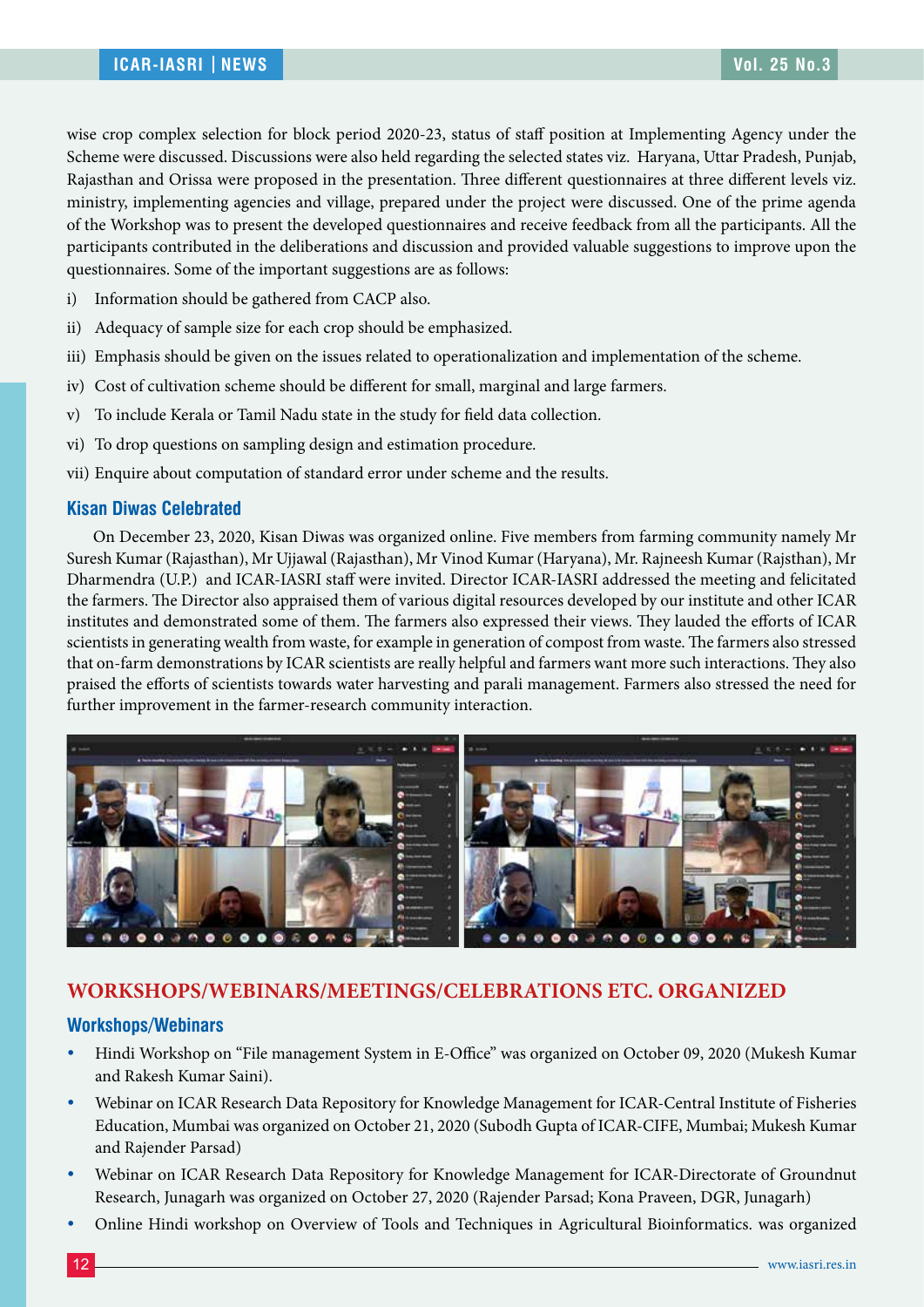wise crop complex selection for block period 2020-23, status of staff position at Implementing Agency under the Scheme were discussed. Discussions were also held regarding the selected states viz. Haryana, Uttar Pradesh, Punjab, Rajasthan and Orissa were proposed in the presentation. Three different questionnaires at three different levels viz. ministry, implementing agencies and village, prepared under the project were discussed. One of the prime agenda of the Workshop was to present the developed questionnaires and receive feedback from all the participants. All the participants contributed in the deliberations and discussion and provided valuable suggestions to improve upon the questionnaires. Some of the important suggestions are as follows:

i) Information should be gathered from CACP also.

ii) Adequacy of sample size for each crop should be emphasized.

iii) Emphasis should be given on the issues related to operationalization and implementation of the scheme.

iv) Cost of cultivation scheme should be different for small, marginal and large farmers.

v) To include Kerala or Tamil Nadu state in the study for field data collection.

vi) To drop questions on sampling design and estimation procedure.

vii) Enquire about computation of standard error under scheme and the results.

### Kisan Diwas Celebrated

On December 23, 2020, Kisan Diwas was organized online. Five members from farming community namely Mr Suresh Kumar (Rajasthan), Mr Ujjawal (Rajasthan), Mr Vinod Kumar (Haryana), Mr. Rajneesh Kumar (Rajsthan), Mr Dharmendra (U.P.) and ICAR-IASRI staff were invited. Director ICAR-IASRI addressed the meeting and felicitated the farmers. The Director also appraised them of various digital resources developed by our institute and other ICAR institutes and demonstrated some of them. The farmers also expressed their views. They lauded the efforts of ICAR scientists in generating wealth from waste, for example in generation of compost from waste. The farmers also stressed that on-farm demonstrations by ICAR scientists are really helpful and farmers want more such interactions. They also praised the efforts of scientists towards water harvesting and parali management. Farmers also stressed the need for further improvement in the farmer-research community interaction.

## WORKSHOPS/WEBINARS/MEETINGS/CELEBRATIONS ETC. ORGANIZED

### Workshops/Webinars

- Hindi Workshop on "File management System in E-Office" was organized on October 09, 2020 (Mukesh Kumar and Rakesh Kumar Saini).
- Webinar on ICAR Research Data Repository for Knowledge Management for ICAR-Central Institute of Fisheries Education, Mumbai was organized on October 21, 2020 (Subodh Gupta of ICAR-CIFE, Mumbai; Mukesh Kumar and Rajender Parsad)
- Webinar on ICAR Research Data Repository for Knowledge Management for ICAR-Directorate of Groundnut Research, Junagarh was organized on October 27, 2020 (Rajender Parsad; Kona Praveen, DGR, Junagarh)
- Online Hindi workshop on Overview of Tools and Techniques in Agricultural Bioinformatics. was organized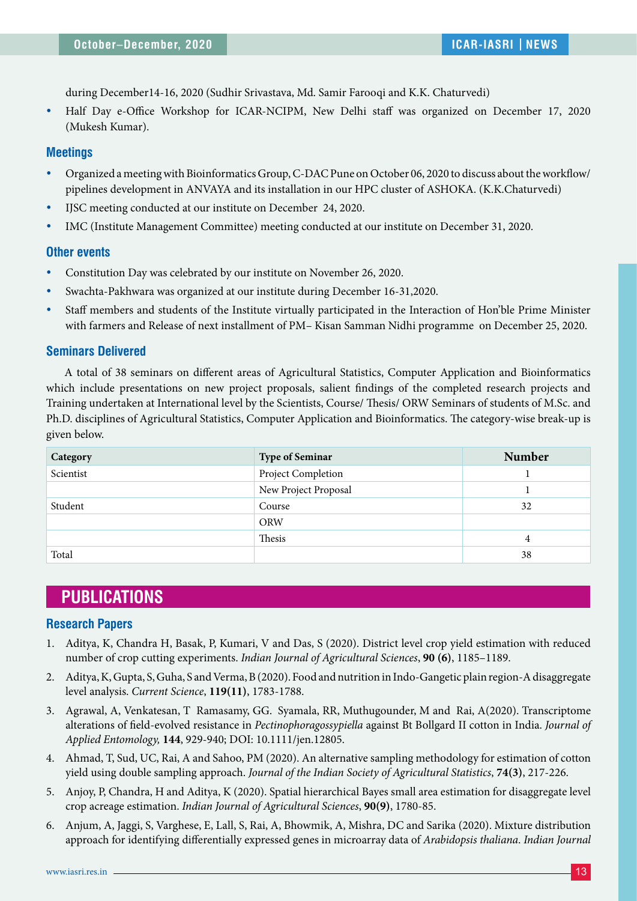during December14-16, 2020 (Sudhir Srivastava, Md. Samir Farooqi and K.K. Chaturvedi)

- Half Day e-Office Workshop for ICAR-NCIPM, New Delhi staff was organized on December 17, 2020 (Mukesh Kumar).

### Meetings

- Organized a meeting with Bioinformatics Group, C-DAC Pune on October 06, 2020 to discuss about the workflow/ pipelines development in ANVAYA and its installation in our HPC cluster of ASHOKA. (K.K.Chaturvedi)
- IJSC meeting conducted at our institute on December 24, 2020.
- IMC (Institute Management Committee) meeting conducted at our institute on December 31, 2020.

### Other events

- Constitution Day was celebrated by our institute on November 26, 2020.
- Swachta-Pakhwara was organized at our institute during December 16-31,2020.
- Staff members and students of the Institute virtually participated in the Interaction of Hon'ble Prime Minister with farmers and Release of next installment of PM– Kisan Samman Nidhi programme on December 25, 2020.

### Seminars Delivered

A total of 38 seminars on different areas of Agricultural Statistics, Computer Application and Bioinformatics which include presentations on new project proposals, salient findings of the completed research projects and Training undertaken at International level by the Scientists, Course/ Thesis/ ORW Seminars of students of M.Sc. and Ph.D. disciplines of Agricultural Statistics, Computer Application and Bioinformatics. The category-wise break-up is given below.

| Category | Type of Seminar | Number |
|---|---|---|
| Scientist | Project Completion | 1 |
| | New Project Proposal | 1 |
| Student | Course | 32 |
| | ORW | |
| | Thesis | 4 |
| Total | | 38 |

## PUBLICATIONS

### Research Papers

1. Aditya, K, Chandra H, Basak, P, Kumari, V and Das, S (2020). District level crop yield estimation with reduced number of crop cutting experiments. *Indian Journal of Agricultural Sciences*, **90 (6)**, 1185–1189.
2. Aditya, K, Gupta, S, Guha, S and Verma, B (2020). Food and nutrition in Indo-Gangetic plain region-A disaggregate level analysis. *Current Science*, **119(11)**, 1783-1788.
3. Agrawal, A, Venkatesan, T Ramasamy, GG. Syamala, RR, Muthugounder, M and Rai, A(2020). Transcriptome alterations of field-evolved resistance in *Pectinophoragossypiella* against Bt Bollgard II cotton in India. *Journal of Applied Entomology,* **144**, 929-940; DOI: 10.1111/jen.12805.
4. Ahmad, T, Sud, UC, Rai, A and Sahoo, PM (2020). An alternative sampling methodology for estimation of cotton yield using double sampling approach. *Journal of the Indian Society of Agricultural Statistics*, **74(3)**, 217-226.
5. Anjoy, P, Chandra, H and Aditya, K (2020). Spatial hierarchical Bayes small area estimation for disaggregate level crop acreage estimation. *Indian Journal of Agricultural Sciences*, **90(9)**, 1780-85.
6. Anjum, A, Jaggi, S, Varghese, E, Lall, S, Rai, A, Bhowmik, A, Mishra, DC and Sarika (2020). Mixture distribution approach for identifying differentially expressed genes in microarray data of *Arabidopsis thaliana*. *Indian Journal*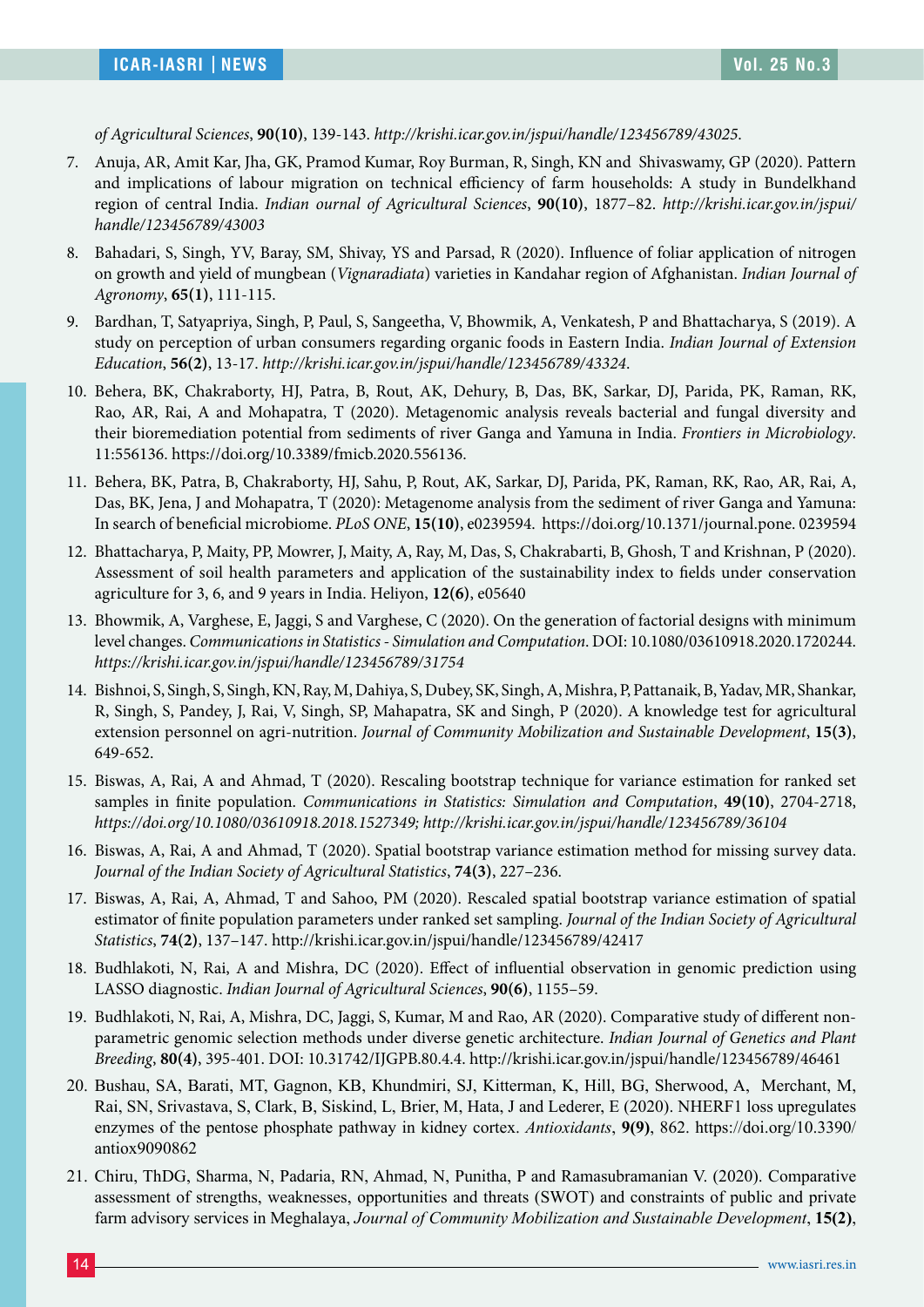*of Agricultural Sciences*, **90(10)**, 139-143. *http://krishi.icar.gov.in/jspui/handle/123456789/43025*.

7. Anuja, AR, Amit Kar, Jha, GK, Pramod Kumar, Roy Burman, R, Singh, KN and Shivaswamy, GP (2020). Pattern and implications of labour migration on technical efficiency of farm households: A study in Bundelkhand region of central India. *Indian ournal of Agricultural Sciences*, **90(10)**, 1877–82. *http://krishi.icar.gov.in/jspui/handle/123456789/43003*

8. Bahadari, S, Singh, YV, Baray, SM, Shivay, YS and Parsad, R (2020). Influence of foliar application of nitrogen on growth and yield of mungbean (*Vignaradiata*) varieties in Kandahar region of Afghanistan. *Indian Journal of Agronomy*, **65(1)**, 111-115.

9. Bardhan, T, Satyapriya, Singh, P, Paul, S, Sangeetha, V, Bhowmik, A, Venkatesh, P and Bhattacharya, S (2019). A study on perception of urban consumers regarding organic foods in Eastern India. *Indian Journal of Extension Education*, **56(2)**, 13-17. *http://krishi.icar.gov.in/jspui/handle/123456789/43324*.

10. Behera, BK, Chakraborty, HJ, Patra, B, Rout, AK, Dehury, B, Das, BK, Sarkar, DJ, Parida, PK, Raman, RK, Rao, AR, Rai, A and Mohapatra, T (2020). Metagenomic analysis reveals bacterial and fungal diversity and their bioremediation potential from sediments of river Ganga and Yamuna in India. *Frontiers in Microbiology*. 11:556136. https://doi.org/10.3389/fmicb.2020.556136.

11. Behera, BK, Patra, B, Chakraborty, HJ, Sahu, P, Rout, AK, Sarkar, DJ, Parida, PK, Raman, RK, Rao, AR, Rai, A, Das, BK, Jena, J and Mohapatra, T (2020): Metagenome analysis from the sediment of river Ganga and Yamuna: In search of beneficial microbiome. *PLoS ONE*, **15(10)**, e0239594. https://doi.org/10.1371/journal.pone. 0239594

12. Bhattacharya, P, Maity, PP, Mowrer, J, Maity, A, Ray, M, Das, S, Chakrabarti, B, Ghosh, T and Krishnan, P (2020). Assessment of soil health parameters and application of the sustainability index to fields under conservation agriculture for 3, 6, and 9 years in India. Heliyon, **12(6)**, e05640

13. Bhowmik, A, Varghese, E, Jaggi, S and Varghese, C (2020). On the generation of factorial designs with minimum level changes. *Communications in Statistics - Simulation and Computation*. DOI: 10.1080/03610918.2020.1720244. *https://krishi.icar.gov.in/jspui/handle/123456789/31754*

14. Bishnoi, S, Singh, S, Singh, KN, Ray, M, Dahiya, S, Dubey, SK, Singh, A, Mishra, P, Pattanaik, B, Yadav, MR, Shankar, R, Singh, S, Pandey, J, Rai, V, Singh, SP, Mahapatra, SK and Singh, P (2020). A knowledge test for agricultural extension personnel on agri-nutrition. *Journal of Community Mobilization and Sustainable Development*, **15(3)**, 649-652.

15. Biswas, A, Rai, A and Ahmad, T (2020). Rescaling bootstrap technique for variance estimation for ranked set samples in finite population. *Communications in Statistics: Simulation and Computation*, **49(10)**, 2704-2718, *https://doi.org/10.1080/03610918.2018.1527349; http://krishi.icar.gov.in/jspui/handle/123456789/36104*

16. Biswas, A, Rai, A and Ahmad, T (2020). Spatial bootstrap variance estimation method for missing survey data. *Journal of the Indian Society of Agricultural Statistics*, **74(3)**, 227–236.

17. Biswas, A, Rai, A, Ahmad, T and Sahoo, PM (2020). Rescaled spatial bootstrap variance estimation of spatial estimator of finite population parameters under ranked set sampling. *Journal of the Indian Society of Agricultural Statistics*, **74(2)**, 137–147. http://krishi.icar.gov.in/jspui/handle/123456789/42417

18. Budhlakoti, N, Rai, A and Mishra, DC (2020). Effect of influential observation in genomic prediction using LASSO diagnostic. *Indian Journal of Agricultural Sciences*, **90(6)**, 1155–59.

19. Budhlakoti, N, Rai, A, Mishra, DC, Jaggi, S, Kumar, M and Rao, AR (2020). Comparative study of different non-parametric genomic selection methods under diverse genetic architecture. *Indian Journal of Genetics and Plant Breeding*, **80(4)**, 395-401. DOI: 10.31742/IJGPB.80.4.4. http://krishi.icar.gov.in/jspui/handle/123456789/46461

20. Bushau, SA, Barati, MT, Gagnon, KB, Khundmiri, SJ, Kitterman, K, Hill, BG, Sherwood, A, Merchant, M, Rai, SN, Srivastava, S, Clark, B, Siskind, L, Brier, M, Hata, J and Lederer, E (2020). NHERF1 loss upregulates enzymes of the pentose phosphate pathway in kidney cortex. *Antioxidants*, **9(9)**, 862. https://doi.org/10.3390/antiox9090862

21. Chiru, ThDG, Sharma, N, Padaria, RN, Ahmad, N, Punitha, P and Ramasubramanian V. (2020). Comparative assessment of strengths, weaknesses, opportunities and threats (SWOT) and constraints of public and private farm advisory services in Meghalaya, *Journal of Community Mobilization and Sustainable Development*, **15(2)**,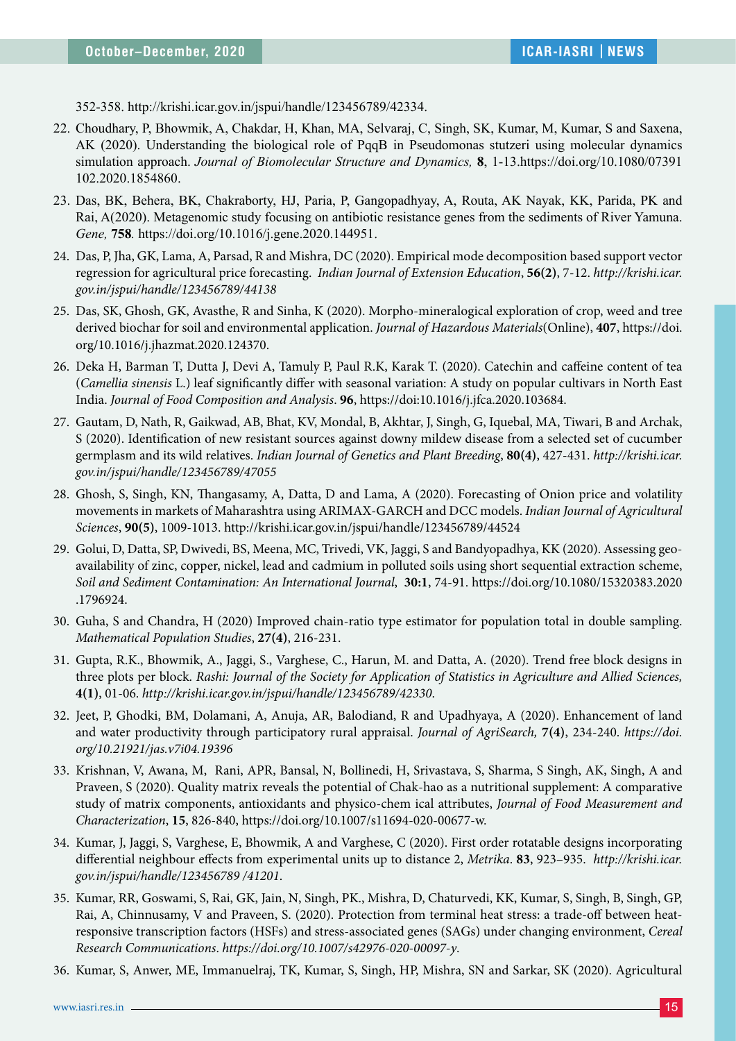352-358. http://krishi.icar.gov.in/jspui/handle/123456789/42334.

22. Choudhary, P, Bhowmik, A, Chakdar, H, Khan, MA, Selvaraj, C, Singh, SK, Kumar, M, Kumar, S and Saxena, AK (2020). Understanding the biological role of PqqB in Pseudomonas stutzeri using molecular dynamics simulation approach. *Journal of Biomolecular Structure and Dynamics,* **8**, 1-13.https://doi.org/10.1080/07391102.2020.1854860.

23. Das, BK, Behera, BK, Chakraborty, HJ, Paria, P, Gangopadhyay, A, Routa, AK Nayak, KK, Parida, PK and Rai, A(2020). Metagenomic study focusing on antibiotic resistance genes from the sediments of River Yamuna. *Gene,* **758**. https://doi.org/10.1016/j.gene.2020.144951.

24. Das, P, Jha, GK, Lama, A, Parsad, R and Mishra, DC (2020). Empirical mode decomposition based support vector regression for agricultural price forecasting. *Indian Journal of Extension Education*, **56(2)**, 7-12. *http://krishi.icar.gov.in/jspui/handle/123456789/44138*

25. Das, SK, Ghosh, GK, Avasthe, R and Sinha, K (2020). Morpho-mineralogical exploration of crop, weed and tree derived biochar for soil and environmental application. *Journal of Hazardous Materials*(Online), **407**, https://doi.org/10.1016/j.jhazmat.2020.124370.

26. Deka H, Barman T, Dutta J, Devi A, Tamuly P, Paul R.K, Karak T. (2020). Catechin and caffeine content of tea (*Camellia sinensis* L.) leaf significantly differ with seasonal variation: A study on popular cultivars in North East India. *Journal of Food Composition and Analysis*. **96**, https://doi:10.1016/j.jfca.2020.103684.

27. Gautam, D, Nath, R, Gaikwad, AB, Bhat, KV, Mondal, B, Akhtar, J, Singh, G, Iquebal, MA, Tiwari, B and Archak, S (2020). Identification of new resistant sources against downy mildew disease from a selected set of cucumber germplasm and its wild relatives. *Indian Journal of Genetics and Plant Breeding*, **80(4)**, 427-431. *http://krishi.icar.gov.in/jspui/handle/123456789/47055*

28. Ghosh, S, Singh, KN, Thangasamy, A, Datta, D and Lama, A (2020). Forecasting of Onion price and volatility movements in markets of Maharashtra using ARIMAX-GARCH and DCC models. *Indian Journal of Agricultural Sciences*, **90(5)**, 1009-1013. http://krishi.icar.gov.in/jspui/handle/123456789/44524

29. Golui, D, Datta, SP, Dwivedi, BS, Meena, MC, Trivedi, VK, Jaggi, S and Bandyopadhya, KK (2020). Assessing geo-availability of zinc, copper, nickel, lead and cadmium in polluted soils using short sequential extraction scheme, *Soil and Sediment Contamination: An International Journal*, **30:1**, 74-91. https://doi.org/10.1080/15320383.2020.1796924.

30. Guha, S and Chandra, H (2020) Improved chain-ratio type estimator for population total in double sampling. *Mathematical Population Studies*, **27(4)**, 216-231.

31. Gupta, R.K., Bhowmik, A., Jaggi, S., Varghese, C., Harun, M. and Datta, A. (2020). Trend free block designs in three plots per block. *Rashi: Journal of the Society for Application of Statistics in Agriculture and Allied Sciences,* **4(1)**, 01-06. *http://krishi.icar.gov.in/jspui/handle/123456789/42330.*

32. Jeet, P, Ghodki, BM, Dolamani, A, Anuja, AR, Balodiand, R and Upadhyaya, A (2020). Enhancement of land and water productivity through participatory rural appraisal. *Journal of AgriSearch,* **7(4)**, 234-240. *https://doi.org/10.21921/jas.v7i04.19396*

33. Krishnan, V, Awana, M, Rani, APR, Bansal, N, Bollinedi, H, Srivastava, S, Sharma, S Singh, AK, Singh, A and Praveen, S (2020). Quality matrix reveals the potential of Chak-hao as a nutritional supplement: A comparative study of matrix components, antioxidants and physico-chem ical attributes, *Journal of Food Measurement and Characterization*, **15**, 826-840, https://doi.org/10.1007/s11694-020-00677-w.

34. Kumar, J, Jaggi, S, Varghese, E, Bhowmik, A and Varghese, C (2020). First order rotatable designs incorporating differential neighbour effects from experimental units up to distance 2, *Metrika*. **83**, 923–935. *http://krishi.icar.gov.in/jspui/handle/123456789 /41201.*

35. Kumar, RR, Goswami, S, Rai, GK, Jain, N, Singh, PK., Mishra, D, Chaturvedi, KK, Kumar, S, Singh, B, Singh, GP, Rai, A, Chinnusamy, V and Praveen, S. (2020). Protection from terminal heat stress: a trade-off between heat-responsive transcription factors (HSFs) and stress-associated genes (SAGs) under changing environment, *Cereal Research Communications*. *https://doi.org/10.1007/s42976-020-00097-y.*

36. Kumar, S, Anwer, ME, Immanuelraj, TK, Kumar, S, Singh, HP, Mishra, SN and Sarkar, SK (2020). Agricultural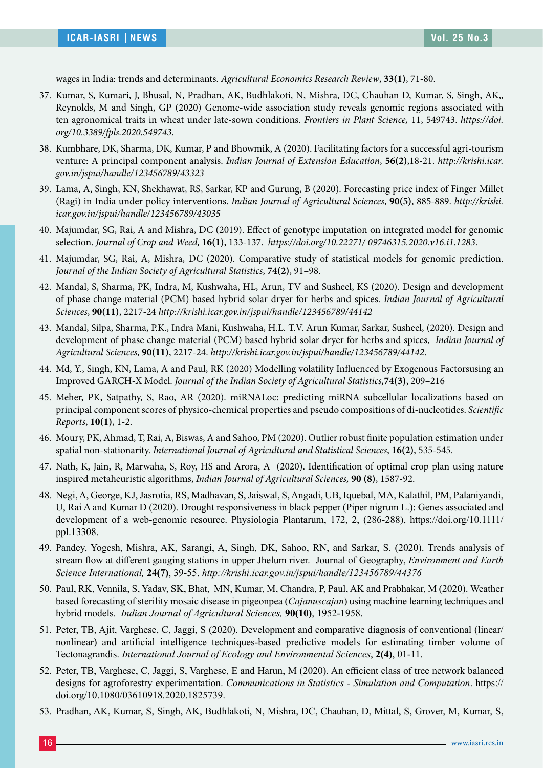wages in India: trends and determinants. *Agricultural Economics Research Review*, **33(1)**, 71-80.

37. Kumar, S, Kumari, J, Bhusal, N, Pradhan, AK, Budhlakoti, N, Mishra, DC, Chauhan D, Kumar, S, Singh, AK,, Reynolds, M and Singh, GP (2020) Genome-wide association study reveals genomic regions associated with ten agronomical traits in wheat under late-sown conditions. *Frontiers in Plant Science,* 11, 549743. *https://doi.org/10.3389/fpls.2020.549743.*

38. Kumbhare, DK, Sharma, DK, Kumar, P and Bhowmik, A (2020). Facilitating factors for a successful agri-tourism venture: A principal component analysis. *Indian Journal of Extension Education*, **56(2)**,18-21. *http://krishi.icar.gov.in/jspui/handle/123456789/43323*

39. Lama, A, Singh, KN, Shekhawat, RS, Sarkar, KP and Gurung, B (2020). Forecasting price index of Finger Millet (Ragi) in India under policy interventions. *Indian Journal of Agricultural Sciences*, **90(5)**, 885-889. *http://krishi.icar.gov.in/jspui/handle/123456789/43035*

40. Majumdar, SG, Rai, A and Mishra, DC (2019). Effect of genotype imputation on integrated model for genomic selection. *Journal of Crop and Weed,* **16(1)**, 133-137. *https://doi.org/10.22271/ 09746315.2020.v16.i1.1283.*

41. Majumdar, SG, Rai, A, Mishra, DC (2020). Comparative study of statistical models for genomic prediction. *Journal of the Indian Society of Agricultural Statistics*, **74(2)**, 91–98.

42. Mandal, S, Sharma, PK, Indra, M, Kushwaha, HL, Arun, TV and Susheel, KS (2020). Design and development of phase change material (PCM) based hybrid solar dryer for herbs and spices. *Indian Journal of Agricultural Sciences*, **90(11)**, 2217-24 *http://krishi.icar.gov.in/jspui/handle/123456789/44142*

43. Mandal, Silpa, Sharma, P.K., Indra Mani, Kushwaha, H.L. T.V. Arun Kumar, Sarkar, Susheel, (2020). Design and development of phase change material (PCM) based hybrid solar dryer for herbs and spices, *Indian Journal of Agricultural Sciences*, **90(11)**, 2217-24. *http://krishi.icar.gov.in/jspui/handle/123456789/44142.*

44. Md, Y., Singh, KN, Lama, A and Paul, RK (2020) Modelling volatility Influenced by Exogenous Factorsusing an Improved GARCH-X Model. *Journal of the Indian Society of Agricultural Statistics,***74(3)**, 209–216

45. Meher, PK, Satpathy, S, Rao, AR (2020). miRNALoc: predicting miRNA subcellular localizations based on principal component scores of physico-chemical properties and pseudo compositions of di-nucleotides. *Scientific Reports*, **10(1)**, 1-2.

46. Moury, PK, Ahmad, T, Rai, A, Biswas, A and Sahoo, PM (2020). Outlier robust finite population estimation under spatial non-stationarity. *International Journal of Agricultural and Statistical Sciences*, **16(2)**, 535-545.

47. Nath, K, Jain, R, Marwaha, S, Roy, HS and Arora, A (2020). Identification of optimal crop plan using nature inspired metaheuristic algorithms, *Indian Journal of Agricultural Sciences,* **90 (8)**, 1587-92.

48. Negi, A, George, KJ, Jasrotia, RS, Madhavan, S, Jaiswal, S, Angadi, UB, Iquebal, MA, Kalathil, PM, Palaniyandi, U, Rai A and Kumar D (2020). Drought responsiveness in black pepper (Piper nigrum L.): Genes associated and development of a web-genomic resource. Physiologia Plantarum, 172, 2, (286-288), https://doi.org/10.1111/ppl.13308.

49. Pandey, Yogesh, Mishra, AK, Sarangi, A, Singh, DK, Sahoo, RN, and Sarkar, S. (2020). Trends analysis of stream flow at different gauging stations in upper Jhelum river. Journal of Geography, *Environment and Earth Science International,* **24(7)**, 39-55. *http://krishi.icar.gov.in/jspui/handle/123456789/44376*

50. Paul, RK, Vennila, S, Yadav, SK, Bhat, MN, Kumar, M, Chandra, P, Paul, AK and Prabhakar, M (2020). Weather based forecasting of sterility mosaic disease in pigeonpea (*Cajanuscajan*) using machine learning techniques and hybrid models. *Indian Journal of Agricultural Sciences,* **90(10)**, 1952-1958.

51. Peter, TB, Ajit, Varghese, C, Jaggi, S (2020). Development and comparative diagnosis of conventional (linear/nonlinear) and artificial intelligence techniques-based predictive models for estimating timber volume of Tectonagrandis. *International Journal of Ecology and Environmental Sciences*, **2(4)**, 01-11.

52. Peter, TB, Varghese, C, Jaggi, S, Varghese, E and Harun, M (2020). An efficient class of tree network balanced designs for agroforestry experimentation. *Communications in Statistics - Simulation and Computation*. https://doi.org/10.1080/03610918.2020.1825739.

53. Pradhan, AK, Kumar, S, Singh, AK, Budhlakoti, N, Mishra, DC, Chauhan, D, Mittal, S, Grover, M, Kumar, S,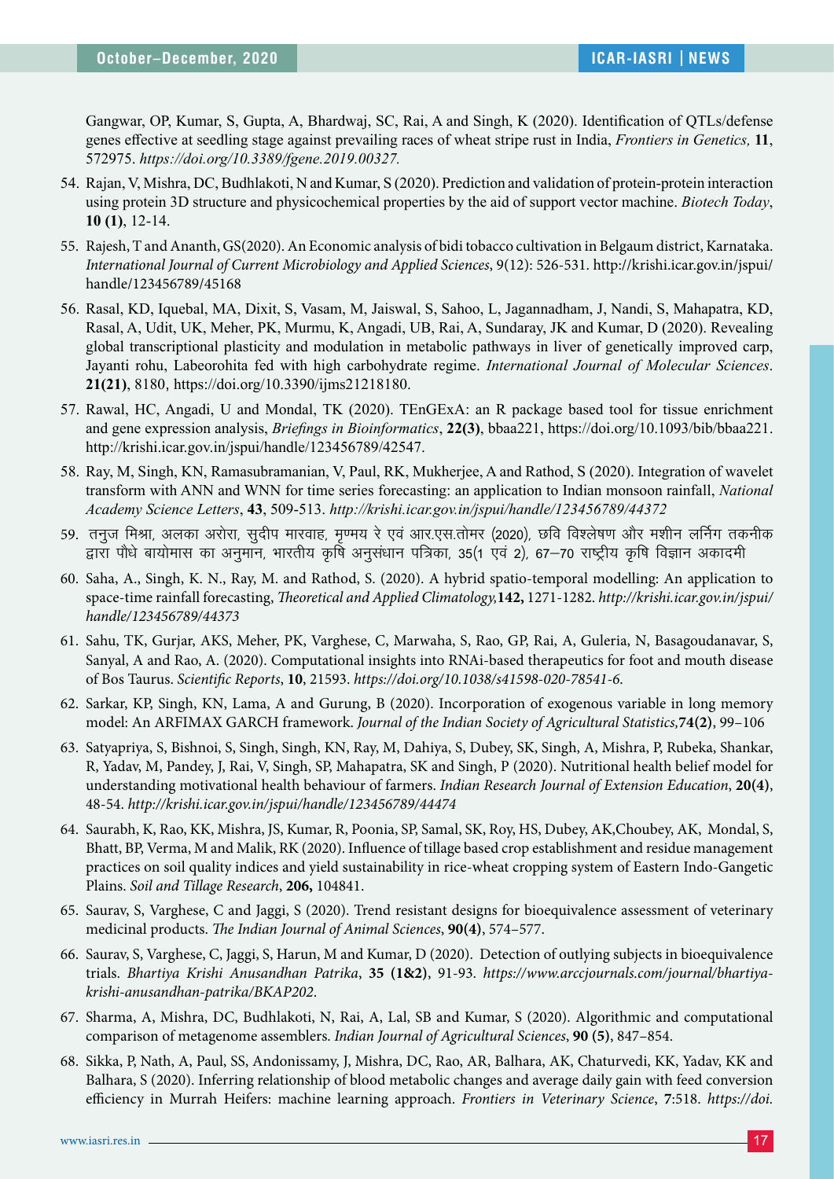Gangwar, OP, Kumar, S, Gupta, A, Bhardwaj, SC, Rai, A and Singh, K (2020). Identification of QTLs/defense genes effective at seedling stage against prevailing races of wheat stripe rust in India, *Frontiers in Genetics,* **11**, 572975. *https://doi.org/10.3389/fgene.2019.00327.*

54. Rajan, V, Mishra, DC, Budhlakoti, N and Kumar, S (2020). Prediction and validation of protein-protein interaction using protein 3D structure and physicochemical properties by the aid of support vector machine. *Biotech Today*, **10 (1)**, 12-14.

55. Rajesh, T and Ananth, GS(2020). An Economic analysis of bidi tobacco cultivation in Belgaum district, Karnataka. *International Journal of Current Microbiology and Applied Sciences*, 9(12): 526-531. http://krishi.icar.gov.in/jspui/handle/123456789/45168

56. Rasal, KD, Iquebal, MA, Dixit, S, Vasam, M, Jaiswal, S, Sahoo, L, Jagannadham, J, Nandi, S, Mahapatra, KD, Rasal, A, Udit, UK, Meher, PK, Murmu, K, Angadi, UB, Rai, A, Sundaray, JK and Kumar, D (2020). Revealing global transcriptional plasticity and modulation in metabolic pathways in liver of genetically improved carp, Jayanti rohu, Labeorohita fed with high carbohydrate regime. *International Journal of Molecular Sciences*. **21(21)**, 8180, https://doi.org/10.3390/ijms21218180.

57. Rawal, HC, Angadi, U and Mondal, TK (2020). TEnGExA: an R package based tool for tissue enrichment and gene expression analysis, *Briefings in Bioinformatics*, **22(3)**, bbaa221, https://doi.org/10.1093/bib/bbaa221. http://krishi.icar.gov.in/jspui/handle/123456789/42547.

58. Ray, M, Singh, KN, Ramasubramanian, V, Paul, RK, Mukherjee, A and Rathod, S (2020). Integration of wavelet transform with ANN and WNN for time series forecasting: an application to Indian monsoon rainfall, *National Academy Science Letters*, **43**, 509-513. *http://krishi.icar.gov.in/jspui/handle/123456789/44372*

59. तनुज मिश्रा, अलका अरोरा, सुदीप मारवाह, मृण्मय रे एवं आर.एस.तोमर (2020), छवि विश्लेषण और मशीन लर्निंग तकनीक द्वारा पौधे बायोमास का अनुमान, भारतीय कृषि अनुसंधान पत्रिका, 35(1 एवं 2), 67–70 राष्ट्रीय कृषि विज्ञान अकादमी

60. Saha, A., Singh, K. N., Ray, M. and Rathod, S. (2020). A hybrid spatio-temporal modelling: An application to space-time rainfall forecasting, *Theoretical and Applied Climatology,***142,** 1271-1282. *http://krishi.icar.gov.in/jspui/handle/123456789/44373*

61. Sahu, TK, Gurjar, AKS, Meher, PK, Varghese, C, Marwaha, S, Rao, GP, Rai, A, Guleria, N, Basagoudanavar, S, Sanyal, A and Rao, A. (2020). Computational insights into RNAi-based therapeutics for foot and mouth disease of Bos Taurus. *Scientific Reports*, **10**, 21593. *https://doi.org/10.1038/s41598-020-78541-6.*

62. Sarkar, KP, Singh, KN, Lama, A and Gurung, B (2020). Incorporation of exogenous variable in long memory model: An ARFIMAX GARCH framework. *Journal of the Indian Society of Agricultural Statistics,***74(2)**, 99–106

63. Satyapriya, S, Bishnoi, S, Singh, Singh, KN, Ray, M, Dahiya, S, Dubey, SK, Singh, A, Mishra, P, Rubeka, Shankar, R, Yadav, M, Pandey, J, Rai, V, Singh, SP, Mahapatra, SK and Singh, P (2020). Nutritional health belief model for understanding motivational health behaviour of farmers. *Indian Research Journal of Extension Education*, **20(4)**, 48-54. *http://krishi.icar.gov.in/jspui/handle/123456789/44474*

64. Saurabh, K, Rao, KK, Mishra, JS, Kumar, R, Poonia, SP, Samal, SK, Roy, HS, Dubey, AK,Choubey, AK, Mondal, S, Bhatt, BP, Verma, M and Malik, RK (2020). Influence of tillage based crop establishment and residue management practices on soil quality indices and yield sustainability in rice-wheat cropping system of Eastern Indo-Gangetic Plains. *Soil and Tillage Research*, **206,** 104841.

65. Saurav, S, Varghese, C and Jaggi, S (2020). Trend resistant designs for bioequivalence assessment of veterinary medicinal products. *The Indian Journal of Animal Sciences*, **90(4)**, 574–577.

66. Saurav, S, Varghese, C, Jaggi, S, Harun, M and Kumar, D (2020). Detection of outlying subjects in bioequivalence trials. *Bhartiya Krishi Anusandhan Patrika*, **35 (1&2)**, 91-93. *https://www.arccjournals.com/journal/bhartiya-krishi-anusandhan-patrika/BKAP202.*

67. Sharma, A, Mishra, DC, Budhlakoti, N, Rai, A, Lal, SB and Kumar, S (2020). Algorithmic and computational comparison of metagenome assemblers. *Indian Journal of Agricultural Sciences*, **90 (5)**, 847–854.

68. Sikka, P, Nath, A, Paul, SS, Andonissamy, J, Mishra, DC, Rao, AR, Balhara, AK, Chaturvedi, KK, Yadav, KK and Balhara, S (2020). Inferring relationship of blood metabolic changes and average daily gain with feed conversion efficiency in Murrah Heifers: machine learning approach. *Frontiers in Veterinary Science*, **7**:518. *https://doi.*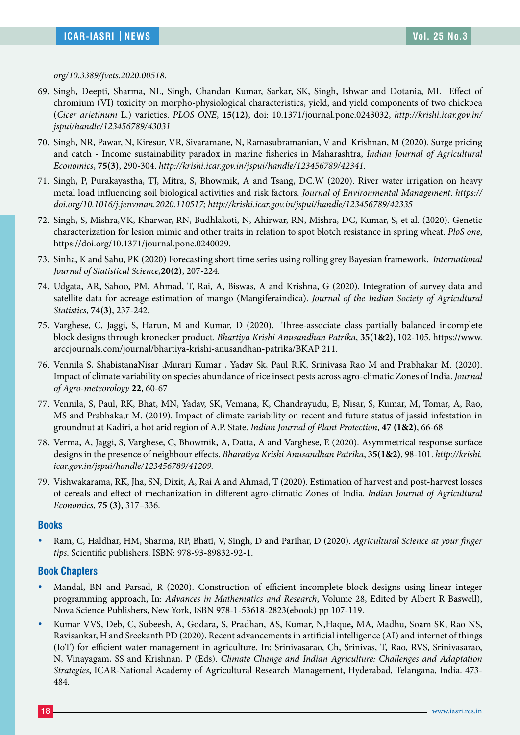*org/10.3389/fvets.2020.00518.*

69. Singh, Deepti, Sharma, NL, Singh, Chandan Kumar, Sarkar, SK, Singh, Ishwar and Dotania, ML Effect of chromium (VI) toxicity on morpho-physiological characteristics, yield, and yield components of two chickpea (*Cicer arietinum* L.) varieties. *PLOS ONE*, **15(12)**, doi: 10.1371/journal.pone.0243032, *http://krishi.icar.gov.in/jspui/handle/123456789/43031*

70. Singh, NR, Pawar, N, Kiresur, VR, Sivaramane, N, Ramasubramanian, V and Krishnan, M (2020). Surge pricing and catch - Income sustainability paradox in marine fisheries in Maharashtra, *Indian Journal of Agricultural Economics*, **75(3)**, 290-304. *http://krishi.icar.gov.in/jspui/handle/123456789/42341.*

71. Singh, P, Purakayastha, TJ, Mitra, S, Bhowmik, A and Tsang, DC.W (2020). River water irrigation on heavy metal load influencing soil biological activities and risk factors. *Journal of Environmental Management*. *https://doi.org/10.1016/j.jenvman.2020.110517; http://krishi.icar.gov.in/jspui/handle/123456789/42335*

72. Singh, S, Mishra,VK, Kharwar, RN, Budhlakoti, N, Ahirwar, RN, Mishra, DC, Kumar, S, et al. (2020). Genetic characterization for lesion mimic and other traits in relation to spot blotch resistance in spring wheat. *PloS one*, https://doi.org/10.1371/journal.pone.0240029.

73. Sinha, K and Sahu, PK (2020) Forecasting short time series using rolling grey Bayesian framework. *International Journal of Statistical Science,***20(2)**, 207-224.

74. Udgata, AR, Sahoo, PM, Ahmad, T, Rai, A, Biswas, A and Krishna, G (2020). Integration of survey data and satellite data for acreage estimation of mango (Mangiferaindica). *Journal of the Indian Society of Agricultural Statistics*, **74(3)**, 237-242.

75. Varghese, C, Jaggi, S, Harun, M and Kumar, D (2020). Three-associate class partially balanced incomplete block designs through kronecker product. *Bhartiya Krishi Anusandhan Patrika*, **35(1&2)**, 102-105. https://www.arccjournals.com/journal/bhartiya-krishi-anusandhan-patrika/BKAP 211.

76. Vennila S, ShabistanaNisar ,Murari Kumar , Yadav Sk, Paul R.K, Srinivasa Rao M and Prabhakar M. (2020). Impact of climate variability on species abundance of rice insect pests across agro-climatic Zones of India. *Journal of Agro-meteorology* **22**, 60-67

77. Vennila, S, Paul, RK, Bhat, MN, Yadav, SK, Vemana, K, Chandrayudu, E, Nisar, S, Kumar, M, Tomar, A, Rao, MS and Prabhaka,r M. (2019). Impact of climate variability on recent and future status of jassid infestation in groundnut at Kadiri, a hot arid region of A.P. State. *Indian Journal of Plant Protection*, **47 (1&2)**, 66-68

78. Verma, A, Jaggi, S, Varghese, C, Bhowmik, A, Datta, A and Varghese, E (2020). Asymmetrical response surface designs in the presence of neighbour effects. *Bharatiya Krishi Anusandhan Patrika*, **35(1&2)**, 98-101. *http://krishi.icar.gov.in/jspui/handle/123456789/41209.*

79. Vishwakarama, RK, Jha, SN, Dixit, A, Rai A and Ahmad, T (2020). Estimation of harvest and post-harvest losses of cereals and effect of mechanization in different agro-climatic Zones of India. *Indian Journal of Agricultural Economics*, **75 (3)**, 317–336.

## Books

- Ram, C, Haldhar, HM, Sharma, RP, Bhati, V, Singh, D and Parihar, D (2020). *Agricultural Science at your finger tips*. Scientific publishers. ISBN: 978-93-89832-92-1.

## Book Chapters

- Mandal, BN and Parsad, R (2020). Construction of efficient incomplete block designs using linear integer programming approach, In: *Advances in Mathematics and Research*, Volume 28, Edited by Albert R Baswell), Nova Science Publishers, New York, ISBN 978-1-53618-2823(ebook) pp 107-119.
- Kumar VVS, Deb**,** C, Subeesh, A, Godara**,** S, Pradhan, AS, Kumar, N,Haque**,** MA, Madhu**,** Soam SK, Rao NS, Ravisankar, H and Sreekanth PD (2020). Recent advancements in artificial intelligence (AI) and internet of things (IoT) for efficient water management in agriculture. In: Srinivasarao, Ch, Srinivas, T, Rao, RVS, Srinivasarao, N, Vinayagam, SS and Krishnan, P (Eds). *Climate Change and Indian Agriculture: Challenges and Adaptation Strategies*, ICAR-National Academy of Agricultural Research Management, Hyderabad, Telangana, India. 473-484.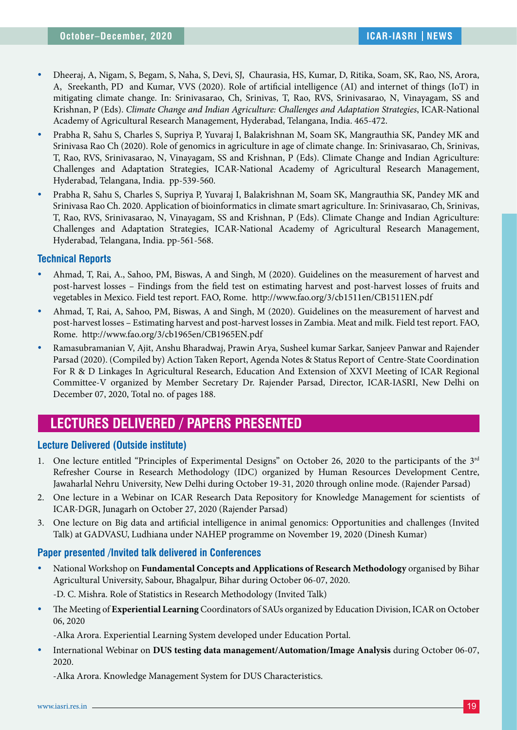- Dheeraj, A, Nigam, S, Begam, S, Naha, S, Devi, SJ, Chaurasia, HS, Kumar, D, Ritika, Soam, SK, Rao, NS, Arora, A, Sreekanth, PD and Kumar, VVS (2020). Role of artificial intelligence (AI) and internet of things (IoT) in mitigating climate change. In: Srinivasarao, Ch, Srinivas, T, Rao, RVS, Srinivasarao, N, Vinayagam, SS and Krishnan, P (Eds). *Climate Change and Indian Agriculture: Challenges and Adaptation Strategies*, ICAR-National Academy of Agricultural Research Management, Hyderabad, Telangana, India. 465-472.
- Prabha R, Sahu S, Charles S, Supriya P, Yuvaraj I, Balakrishnan M, Soam SK, Mangrauthia SK, Pandey MK and Srinivasa Rao Ch (2020). Role of genomics in agriculture in age of climate change. In: Srinivasarao, Ch, Srinivas, T, Rao, RVS, Srinivasarao, N, Vinayagam, SS and Krishnan, P (Eds). Climate Change and Indian Agriculture: Challenges and Adaptation Strategies, ICAR-National Academy of Agricultural Research Management, Hyderabad, Telangana, India. pp-539-560.
- Prabha R, Sahu S, Charles S, Supriya P, Yuvaraj I, Balakrishnan M, Soam SK, Mangrauthia SK, Pandey MK and Srinivasa Rao Ch. 2020. Application of bioinformatics in climate smart agriculture. In: Srinivasarao, Ch, Srinivas, T, Rao, RVS, Srinivasarao, N, Vinayagam, SS and Krishnan, P (Eds). Climate Change and Indian Agriculture: Challenges and Adaptation Strategies, ICAR-National Academy of Agricultural Research Management, Hyderabad, Telangana, India. pp-561-568.

### Technical Reports

- Ahmad, T, Rai, A., Sahoo, PM, Biswas, A and Singh, M (2020). Guidelines on the measurement of harvest and post-harvest losses – Findings from the field test on estimating harvest and post-harvest losses of fruits and vegetables in Mexico. Field test report. FAO, Rome. http://www.fao.org/3/cb1511en/CB1511EN.pdf
- Ahmad, T, Rai, A, Sahoo, PM, Biswas, A and Singh, M (2020). Guidelines on the measurement of harvest and post-harvest losses – Estimating harvest and post-harvest losses in Zambia. Meat and milk. Field test report. FAO, Rome. http://www.fao.org/3/cb1965en/CB1965EN.pdf
- Ramasubramanian V, Ajit, Anshu Bharadwaj, Prawin Arya, Susheel kumar Sarkar, Sanjeev Panwar and Rajender Parsad (2020). (Compiled by) Action Taken Report, Agenda Notes & Status Report of Centre-State Coordination For R & D Linkages In Agricultural Research, Education And Extension of XXVI Meeting of ICAR Regional Committee-V organized by Member Secretary Dr. Rajender Parsad, Director, ICAR-IASRI, New Delhi on December 07, 2020, Total no. of pages 188.

## LECTURES DELIVERED / PAPERS PRESENTED

### Lecture Delivered (Outside institute)

1. One lecture entitled "Principles of Experimental Designs" on October 26, 2020 to the participants of the 3rd Refresher Course in Research Methodology (IDC) organized by Human Resources Development Centre, Jawaharlal Nehru University, New Delhi during October 19-31, 2020 through online mode. (Rajender Parsad)
2. One lecture in a Webinar on ICAR Research Data Repository for Knowledge Management for scientists of ICAR-DGR, Junagarh on October 27, 2020 (Rajender Parsad)
3. One lecture on Big data and artificial intelligence in animal genomics: Opportunities and challenges (Invited Talk) at GADVASU, Ludhiana under NAHEP programme on November 19, 2020 (Dinesh Kumar)

### Paper presented /Invited talk delivered in Conferences

- National Workshop on **Fundamental Concepts and Applications of Research Methodology** organised by Bihar Agricultural University, Sabour, Bhagalpur, Bihar during October 06-07, 2020.

  -D. C. Mishra. Role of Statistics in Research Methodology (Invited Talk)
- The Meeting of **Experiential Learning** Coordinators of SAUs organized by Education Division, ICAR on October 06, 2020

  -Alka Arora. Experiential Learning System developed under Education Portal.
- International Webinar on **DUS testing data management/Automation/Image Analysis** during October 06-07, 2020.

  -Alka Arora. Knowledge Management System for DUS Characteristics.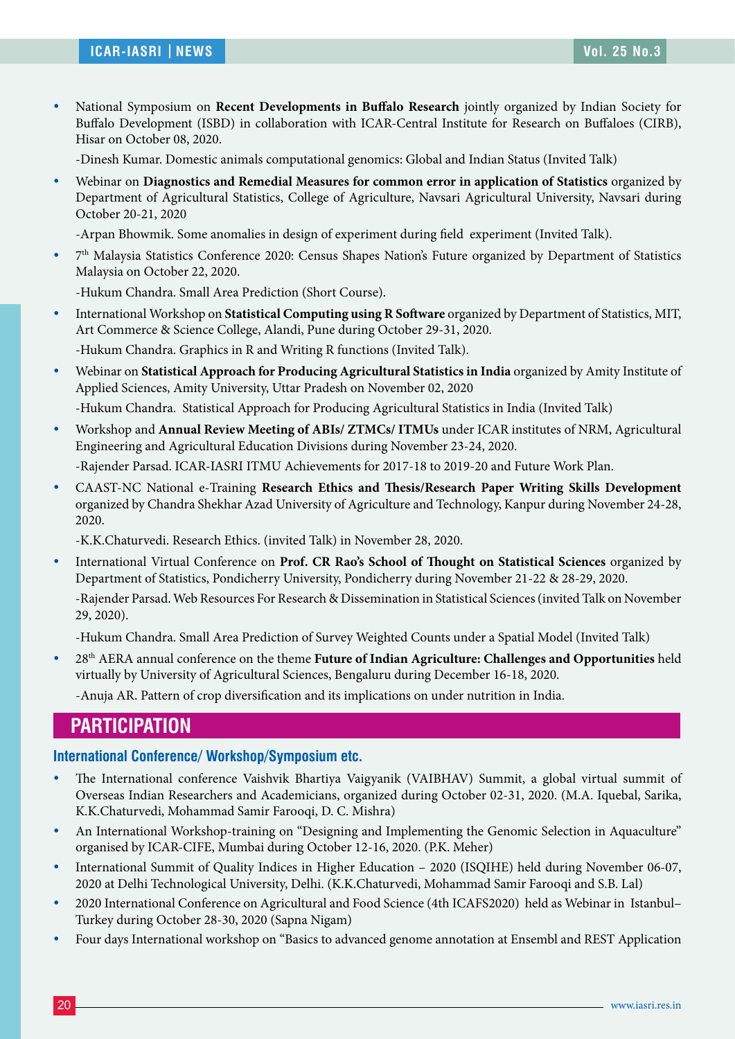- National Symposium on **Recent Developments in Buffalo Research** jointly organized by Indian Society for Buffalo Development (ISBD) in collaboration with ICAR-Central Institute for Research on Buffaloes (CIRB), Hisar on October 08, 2020.

  -Dinesh Kumar. Domestic animals computational genomics: Global and Indian Status (Invited Talk)

- Webinar on **Diagnostics and Remedial Measures for common error in application of Statistics** organized by Department of Agricultural Statistics, College of Agriculture, Navsari Agricultural University, Navsari during October 20-21, 2020

  -Arpan Bhowmik. Some anomalies in design of experiment during field experiment (Invited Talk).

- 7th Malaysia Statistics Conference 2020: Census Shapes Nation's Future organized by Department of Statistics Malaysia on October 22, 2020.

  -Hukum Chandra. Small Area Prediction (Short Course).

- International Workshop on **Statistical Computing using R Software** organized by Department of Statistics, MIT, Art Commerce & Science College, Alandi, Pune during October 29-31, 2020.

  -Hukum Chandra. Graphics in R and Writing R functions (Invited Talk).

- Webinar on **Statistical Approach for Producing Agricultural Statistics in India** organized by Amity Institute of Applied Sciences, Amity University, Uttar Pradesh on November 02, 2020

  -Hukum Chandra. Statistical Approach for Producing Agricultural Statistics in India (Invited Talk)

- Workshop and **Annual Review Meeting of ABIs/ ZTMCs/ ITMUs** under ICAR institutes of NRM, Agricultural Engineering and Agricultural Education Divisions during November 23-24, 2020.

  -Rajender Parsad. ICAR-IASRI ITMU Achievements for 2017-18 to 2019-20 and Future Work Plan.

- CAAST-NC National e-Training **Research Ethics and Thesis/Research Paper Writing Skills Development** organized by Chandra Shekhar Azad University of Agriculture and Technology, Kanpur during November 24-28, 2020.

  -K.K.Chaturvedi. Research Ethics. (invited Talk) in November 28, 2020.

- International Virtual Conference on **Prof. CR Rao's School of Thought on Statistical Sciences** organized by Department of Statistics, Pondicherry University, Pondicherry during November 21-22 & 28-29, 2020.

  -Rajender Parsad. Web Resources For Research & Dissemination in Statistical Sciences (invited Talk on November 29, 2020).

  -Hukum Chandra. Small Area Prediction of Survey Weighted Counts under a Spatial Model (Invited Talk)

- 28th AERA annual conference on the theme **Future of Indian Agriculture: Challenges and Opportunities** held virtually by University of Agricultural Sciences, Bengaluru during December 16-18, 2020.

  -Anuja AR. Pattern of crop diversification and its implications on under nutrition in India.

## PARTICIPATION

### International Conference/ Workshop/Symposium etc.

- The International conference Vaishvik Bhartiya Vaigyanik (VAIBHAV) Summit, a global virtual summit of Overseas Indian Researchers and Academicians, organized during October 02-31, 2020. (M.A. Iquebal, Sarika, K.K.Chaturvedi, Mohammad Samir Farooqi, D. C. Mishra)
- An International Workshop-training on "Designing and Implementing the Genomic Selection in Aquaculture" organised by ICAR-CIFE, Mumbai during October 12-16, 2020. (P.K. Meher)
- International Summit of Quality Indices in Higher Education – 2020 (ISQIHE) held during November 06-07, 2020 at Delhi Technological University, Delhi. (K.K.Chaturvedi, Mohammad Samir Farooqi and S.B. Lal)
- 2020 International Conference on Agricultural and Food Science (4th ICAFS2020) held as Webinar in Istanbul–Turkey during October 28-30, 2020 (Sapna Nigam)
- Four days International workshop on "Basics to advanced genome annotation at Ensembl and REST Application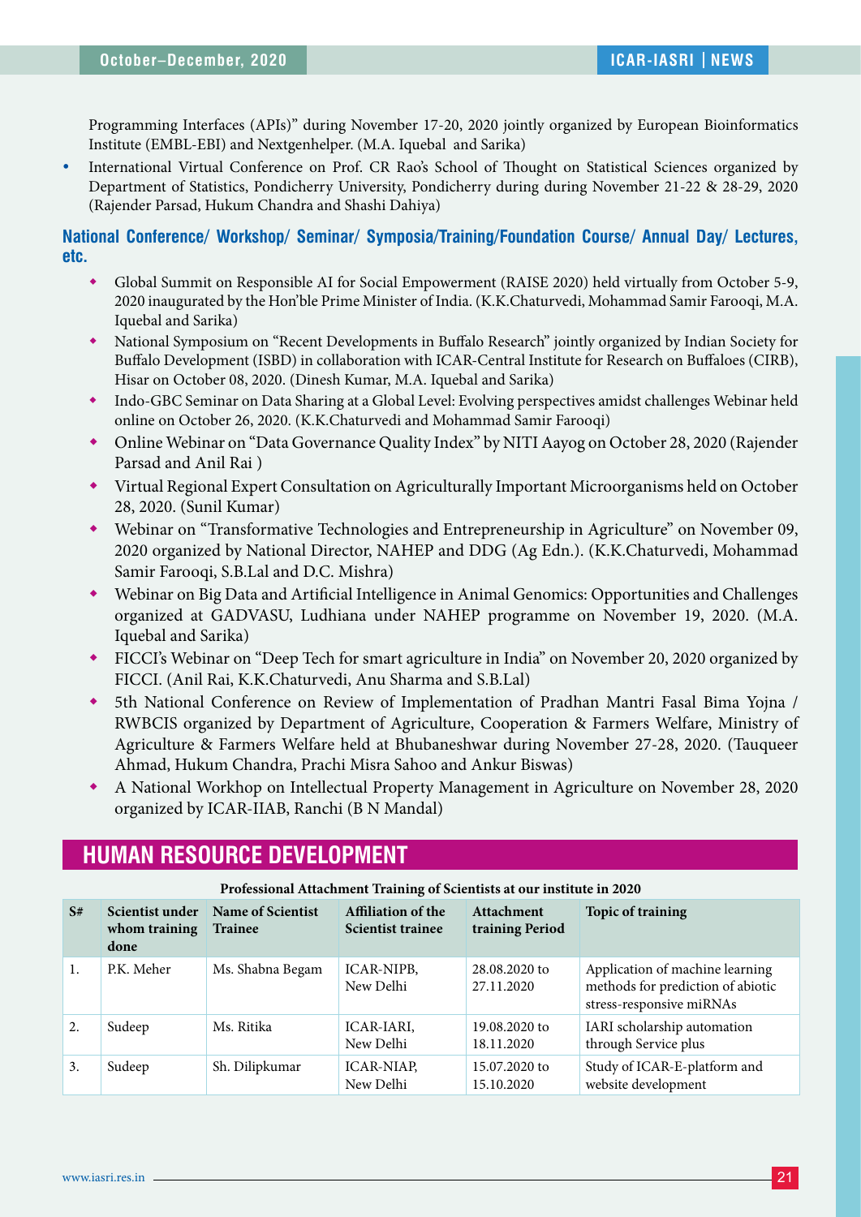Programming Interfaces (APIs)" during November 17-20, 2020 jointly organized by European Bioinformatics Institute (EMBL-EBI) and Nextgenhelper. (M.A. Iquebal and Sarika)

- International Virtual Conference on Prof. CR Rao's School of Thought on Statistical Sciences organized by Department of Statistics, Pondicherry University, Pondicherry during during November 21-22 & 28-29, 2020 (Rajender Parsad, Hukum Chandra and Shashi Dahiya)

### National Conference/ Workshop/ Seminar/ Symposia/Training/Foundation Course/ Annual Day/ Lectures, etc.

- Global Summit on Responsible AI for Social Empowerment (RAISE 2020) held virtually from October 5-9, 2020 inaugurated by the Hon'ble Prime Minister of India. (K.K.Chaturvedi, Mohammad Samir Farooqi, M.A. Iquebal and Sarika)
- National Symposium on "Recent Developments in Buffalo Research" jointly organized by Indian Society for Buffalo Development (ISBD) in collaboration with ICAR-Central Institute for Research on Buffaloes (CIRB), Hisar on October 08, 2020. (Dinesh Kumar, M.A. Iquebal and Sarika)
- Indo-GBC Seminar on Data Sharing at a Global Level: Evolving perspectives amidst challenges Webinar held online on October 26, 2020. (K.K.Chaturvedi and Mohammad Samir Farooqi)
- Online Webinar on "Data Governance Quality Index" by NITI Aayog on October 28, 2020 (Rajender Parsad and Anil Rai )
- Virtual Regional Expert Consultation on Agriculturally Important Microorganisms held on October 28, 2020. (Sunil Kumar)
- Webinar on "Transformative Technologies and Entrepreneurship in Agriculture" on November 09, 2020 organized by National Director, NAHEP and DDG (Ag Edn.). (K.K.Chaturvedi, Mohammad Samir Farooqi, S.B.Lal and D.C. Mishra)
- Webinar on Big Data and Artificial Intelligence in Animal Genomics: Opportunities and Challenges organized at GADVASU, Ludhiana under NAHEP programme on November 19, 2020. (M.A. Iquebal and Sarika)
- FICCI's Webinar on "Deep Tech for smart agriculture in India" on November 20, 2020 organized by FICCI. (Anil Rai, K.K.Chaturvedi, Anu Sharma and S.B.Lal)
- 5th National Conference on Review of Implementation of Pradhan Mantri Fasal Bima Yojna / RWBCIS organized by Department of Agriculture, Cooperation & Farmers Welfare, Ministry of Agriculture & Farmers Welfare held at Bhubaneshwar during November 27-28, 2020. (Tauqueer Ahmad, Hukum Chandra, Prachi Misra Sahoo and Ankur Biswas)
- A National Workhop on Intellectual Property Management in Agriculture on November 28, 2020 organized by ICAR-IIAB, Ranchi (B N Mandal)

## HUMAN RESOURCE DEVELOPMENT

**Professional Attachment Training of Scientists at our institute in 2020**

| S# | Scientist under whom training done | Name of Scientist Trainee | Affiliation of the Scientist trainee | Attachment training Period | Topic of training |
|---|---|---|---|---|---|
| 1. | P.K. Meher | Ms. Shabna Begam | ICAR-NIPB, New Delhi | 28.08.2020 to 27.11.2020 | Application of machine learning methods for prediction of abiotic stress-responsive miRNAs |
| 2. | Sudeep | Ms. Ritika | ICAR-IARI, New Delhi | 19.08.2020 to 18.11.2020 | IARI scholarship automation through Service plus |
| 3. | Sudeep | Sh. Dilipkumar | ICAR-NIAP, New Delhi | 15.07.2020 to 15.10.2020 | Study of ICAR-E-platform and website development |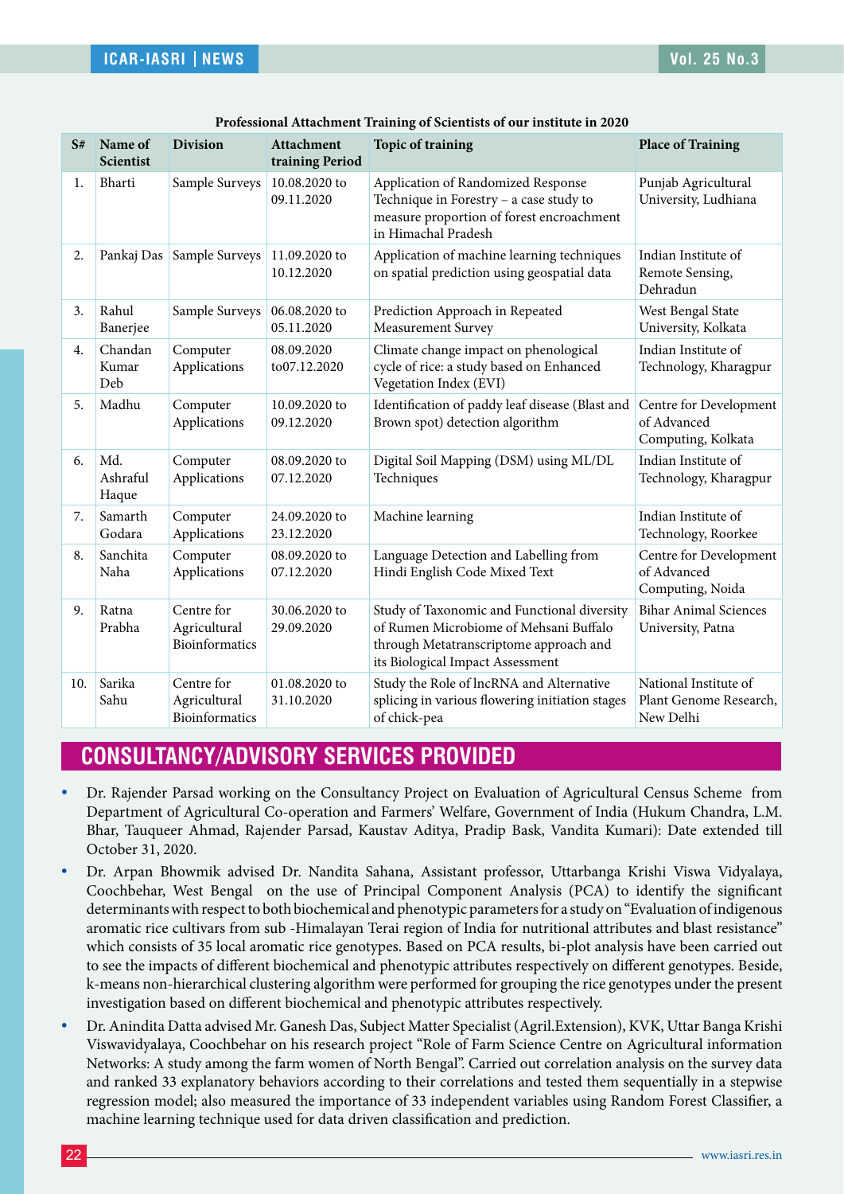**Professional Attachment Training of Scientists of our institute in 2020**

| S# | Name of Scientist | Division | Attachment training Period | Topic of training | Place of Training |
|---|---|---|---|---|---|
| 1. | Bharti | Sample Surveys | 10.08.2020 to 09.11.2020 | Application of Randomized Response Technique in Forestry – a case study to measure proportion of forest encroachment in Himachal Pradesh | Punjab Agricultural University, Ludhiana |
| 2. | Pankaj Das | Sample Surveys | 11.09.2020 to 10.12.2020 | Application of machine learning techniques on spatial prediction using geospatial data | Indian Institute of Remote Sensing, Dehradun |
| 3. | Rahul Banerjee | Sample Surveys | 06.08.2020 to 05.11.2020 | Prediction Approach in Repeated Measurement Survey | West Bengal State University, Kolkata |
| 4. | Chandan Kumar Deb | Computer Applications | 08.09.2020 to07.12.2020 | Climate change impact on phenological cycle of rice: a study based on Enhanced Vegetation Index (EVI) | Indian Institute of Technology, Kharagpur |
| 5. | Madhu | Computer Applications | 10.09.2020 to 09.12.2020 | Identification of paddy leaf disease (Blast and Brown spot) detection algorithm | Centre for Development of Advanced Computing, Kolkata |
| 6. | Md. Ashraful Haque | Computer Applications | 08.09.2020 to 07.12.2020 | Digital Soil Mapping (DSM) using ML/DL Techniques | Indian Institute of Technology, Kharagpur |
| 7. | Samarth Godara | Computer Applications | 24.09.2020 to 23.12.2020 | Machine learning | Indian Institute of Technology, Roorkee |
| 8. | Sanchita Naha | Computer Applications | 08.09.2020 to 07.12.2020 | Language Detection and Labelling from Hindi English Code Mixed Text | Centre for Development of Advanced Computing, Noida |
| 9. | Ratna Prabha | Centre for Agricultural Bioinformatics | 30.06.2020 to 29.09.2020 | Study of Taxonomic and Functional diversity of Rumen Microbiome of Mehsani Buffalo through Metatranscriptome approach and its Biological Impact Assessment | Bihar Animal Sciences University, Patna |
| 10. | Sarika Sahu | Centre for Agricultural Bioinformatics | 01.08.2020 to 31.10.2020 | Study the Role of lncRNA and Alternative splicing in various flowering initiation stages of chick-pea | National Institute of Plant Genome Research, New Delhi |

## CONSULTANCY/ADVISORY SERVICES PROVIDED

- Dr. Rajender Parsad working on the Consultancy Project on Evaluation of Agricultural Census Scheme from Department of Agricultural Co-operation and Farmers' Welfare, Government of India (Hukum Chandra, L.M. Bhar, Tauqueer Ahmad, Rajender Parsad, Kaustav Aditya, Pradip Bask, Vandita Kumari): Date extended till October 31, 2020.
- Dr. Arpan Bhowmik advised Dr. Nandita Sahana, Assistant professor, Uttarbanga Krishi Viswa Vidyalaya, Coochbehar, West Bengal on the use of Principal Component Analysis (PCA) to identify the significant determinants with respect to both biochemical and phenotypic parameters for a study on "Evaluation of indigenous aromatic rice cultivars from sub -Himalayan Terai region of India for nutritional attributes and blast resistance" which consists of 35 local aromatic rice genotypes. Based on PCA results, bi-plot analysis have been carried out to see the impacts of different biochemical and phenotypic attributes respectively on different genotypes. Beside, k-means non-hierarchical clustering algorithm were performed for grouping the rice genotypes under the present investigation based on different biochemical and phenotypic attributes respectively.
- Dr. Anindita Datta advised Mr. Ganesh Das, Subject Matter Specialist (Agril.Extension), KVK, Uttar Banga Krishi Viswavidyalaya, Coochbehar on his research project "Role of Farm Science Centre on Agricultural information Networks: A study among the farm women of North Bengal". Carried out correlation analysis on the survey data and ranked 33 explanatory behaviors according to their correlations and tested them sequentially in a stepwise regression model; also measured the importance of 33 independent variables using Random Forest Classifier, a machine learning technique used for data driven classification and prediction.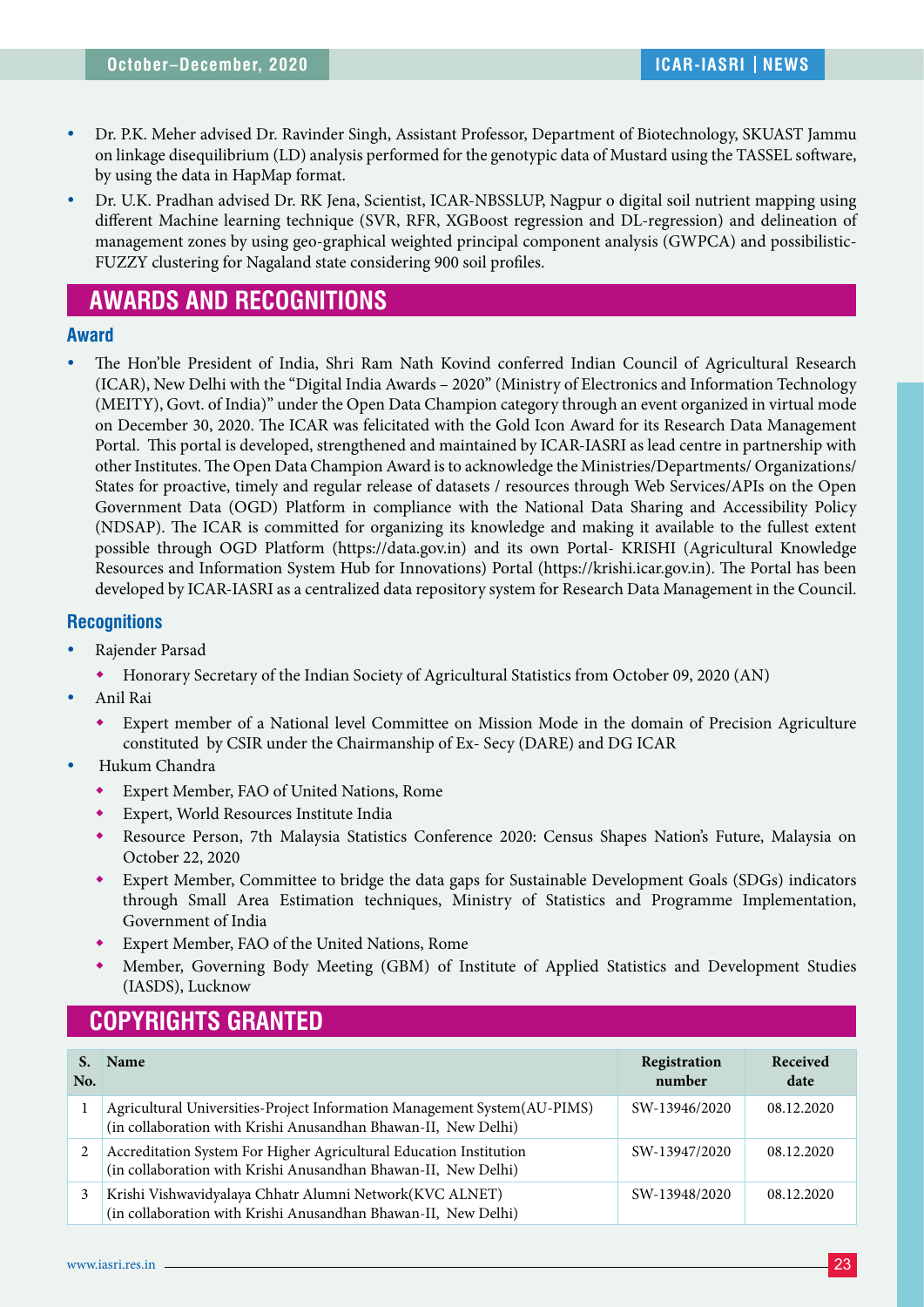- Dr. P.K. Meher advised Dr. Ravinder Singh, Assistant Professor, Department of Biotechnology, SKUAST Jammu on linkage disequilibrium (LD) analysis performed for the genotypic data of Mustard using the TASSEL software, by using the data in HapMap format.
- Dr. U.K. Pradhan advised Dr. RK Jena, Scientist, ICAR-NBSSLUP, Nagpur o digital soil nutrient mapping using different Machine learning technique (SVR, RFR, XGBoost regression and DL-regression) and delineation of management zones by using geo-graphical weighted principal component analysis (GWPCA) and possibilistic-FUZZY clustering for Nagaland state considering 900 soil profiles.

## AWARDS AND RECOGNITIONS

### Award

- The Hon'ble President of India, Shri Ram Nath Kovind conferred Indian Council of Agricultural Research (ICAR), New Delhi with the "Digital India Awards – 2020" (Ministry of Electronics and Information Technology (MEITY), Govt. of India)" under the Open Data Champion category through an event organized in virtual mode on December 30, 2020. The ICAR was felicitated with the Gold Icon Award for its Research Data Management Portal. This portal is developed, strengthened and maintained by ICAR-IASRI as lead centre in partnership with other Institutes. The Open Data Champion Award is to acknowledge the Ministries/Departments/ Organizations/ States for proactive, timely and regular release of datasets / resources through Web Services/APIs on the Open Government Data (OGD) Platform in compliance with the National Data Sharing and Accessibility Policy (NDSAP). The ICAR is committed for organizing its knowledge and making it available to the fullest extent possible through OGD Platform (https://data.gov.in) and its own Portal- KRISHI (Agricultural Knowledge Resources and Information System Hub for Innovations) Portal (https://krishi.icar.gov.in). The Portal has been developed by ICAR-IASRI as a centralized data repository system for Research Data Management in the Council.

### Recognitions

- Rajender Parsad
  - Honorary Secretary of the Indian Society of Agricultural Statistics from October 09, 2020 (AN)
- Anil Rai
  - Expert member of a National level Committee on Mission Mode in the domain of Precision Agriculture constituted by CSIR under the Chairmanship of Ex- Secy (DARE) and DG ICAR
- Hukum Chandra
  - Expert Member, FAO of United Nations, Rome
  - Expert, World Resources Institute India
  - Resource Person, 7th Malaysia Statistics Conference 2020: Census Shapes Nation's Future, Malaysia on October 22, 2020
  - Expert Member, Committee to bridge the data gaps for Sustainable Development Goals (SDGs) indicators through Small Area Estimation techniques, Ministry of Statistics and Programme Implementation, Government of India
  - Expert Member, FAO of the United Nations, Rome
  - Member, Governing Body Meeting (GBM) of Institute of Applied Statistics and Development Studies (IASDS), Lucknow

## COPYRIGHTS GRANTED

| S. No. | Name | Registration number | Received date |
|---|---|---|---|
| 1 | Agricultural Universities-Project Information Management System(AU-PIMS) (in collaboration with Krishi Anusandhan Bhawan-II, New Delhi) | SW-13946/2020 | 08.12.2020 |
| 2 | Accreditation System For Higher Agricultural Education Institution (in collaboration with Krishi Anusandhan Bhawan-II, New Delhi) | SW-13947/2020 | 08.12.2020 |
| 3 | Krishi Vishwavidyalaya Chhatr Alumni Network(KVC ALNET) (in collaboration with Krishi Anusandhan Bhawan-II, New Delhi) | SW-13948/2020 | 08.12.2020 |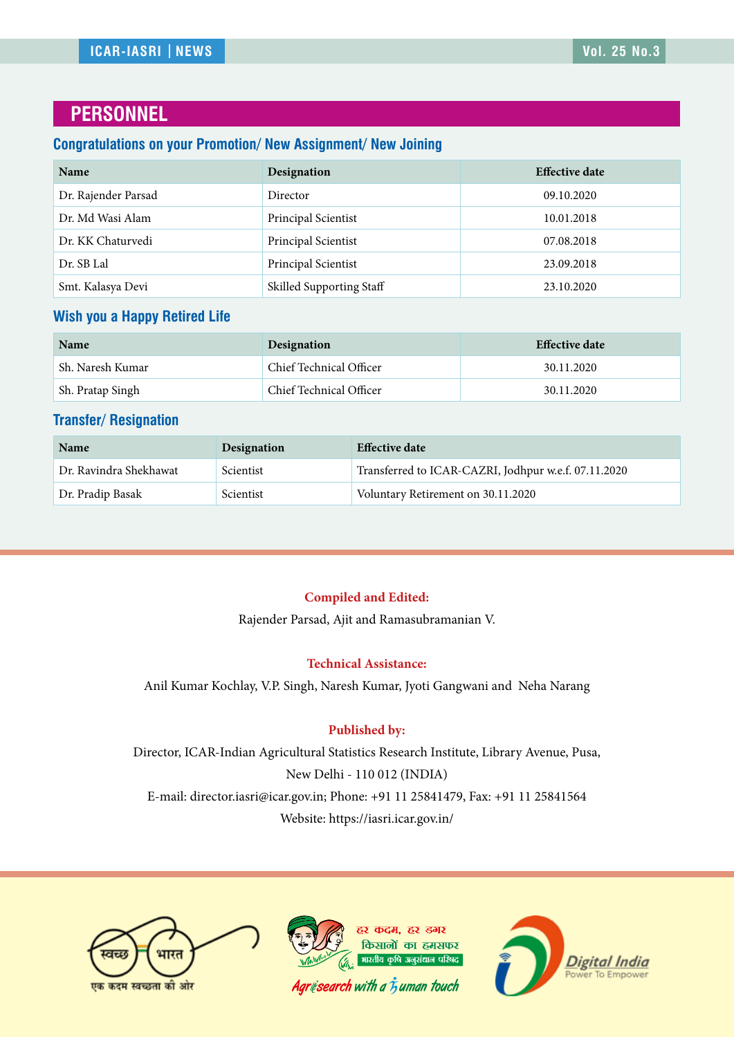# PERSONNEL

## Congratulations on your Promotion/ New Assignment/ New Joining

| Name | Designation | Effective date |
|---|---|---|
| Dr. Rajender Parsad | Director | 09.10.2020 |
| Dr. Md Wasi Alam | Principal Scientist | 10.01.2018 |
| Dr. KK Chaturvedi | Principal Scientist | 07.08.2018 |
| Dr. SB Lal | Principal Scientist | 23.09.2018 |
| Smt. Kalasya Devi | Skilled Supporting Staff | 23.10.2020 |

## Wish you a Happy Retired Life

| Name | Designation | Effective date |
|---|---|---|
| Sh. Naresh Kumar | Chief Technical Officer | 30.11.2020 |
| Sh. Pratap Singh | Chief Technical Officer | 30.11.2020 |

## Transfer/ Resignation

| Name | Designation | Effective date |
|---|---|---|
| Dr. Ravindra Shekhawat | Scientist | Transferred to ICAR-CAZRI, Jodhpur w.e.f. 07.11.2020 |
| Dr. Pradip Basak | Scientist | Voluntary Retirement on 30.11.2020 |

**Compiled and Edited:**

Rajender Parsad, Ajit and Ramasubramanian V.

**Technical Assistance:**

Anil Kumar Kochlay, V.P. Singh, Naresh Kumar, Jyoti Gangwani and Neha Narang

**Published by:**

Director, ICAR-Indian Agricultural Statistics Research Institute, Library Avenue, Pusa,
New Delhi - 110 012 (INDIA)
E-mail: director.iasri@icar.gov.in; Phone: +91 11 25841479, Fax: +91 11 25841564
Website: https://iasri.icar.gov.in/

स्वच्छ भारत
एक कदम स्वच्छता की ओर

हर कदम, हर डगर
किसानों का हमसफर
भारतीय कृषि अनुसंधान परिषद
Agrisearch with a human touch

Digital India
Power To Empower